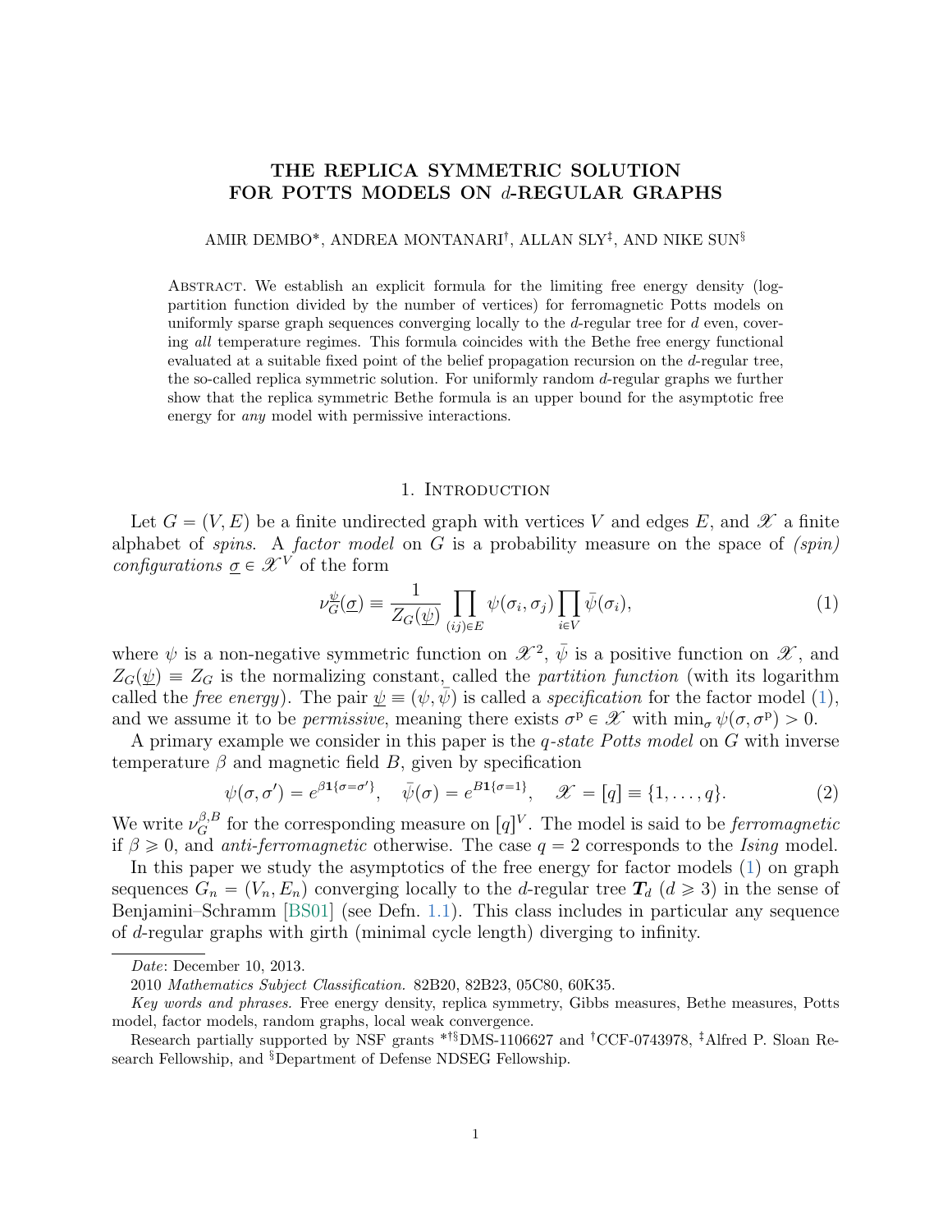# THE REPLICA SYMMETRIC SOLUTION FOR POTTS MODELS ON $d$-REGULAR GRAPHS

AMIR DEMBO*, ANDREA MONTANARI†, ALLAN SLY‡, AND NIKE SUN§

Abstract. We establish an explicit formula for the limiting free energy density (log-partition function divided by the number of vertices) for ferromagnetic Potts models on uniformly sparse graph sequences converging locally to the $d$-regular tree for $d$ even, covering *all* temperature regimes. This formula coincides with the Bethe free energy functional evaluated at a suitable fixed point of the belief propagation recursion on the $d$-regular tree, the so-called replica symmetric solution. For uniformly random $d$-regular graphs we further show that the replica symmetric Bethe formula is an upper bound for the asymptotic free energy for *any* model with permissive interactions.

## 1. Introduction

Let $G = (V, E)$ be a finite undirected graph with vertices $V$ and edges $E$, and $\mathscr{X}$ a finite alphabet of *spins*. A *factor model* on $G$ is a probability measure on the space of *(spin) configurations* $\underline{\sigma} \in \mathscr{X}^V$ of the form

$$\nu_G^{\underline{\psi}}(\underline{\sigma}) \equiv \frac{1}{Z_G(\underline{\psi})} \prod_{(ij)\in E} \psi(\sigma_i, \sigma_j) \prod_{i \in V} \bar{\psi}(\sigma_i), \tag{1}$$

where $\psi$ is a non-negative symmetric function on $\mathscr{X}^2$, $\bar{\psi}$ is a positive function on $\mathscr{X}$, and $Z_G(\underline{\psi}) \equiv Z_G$ is the normalizing constant, called the *partition function* (with its logarithm called the *free energy*). The pair $\underline{\psi} \equiv (\psi, \bar{\psi})$ is called a *specification* for the factor model (1), and we assume it to be *permissive*, meaning there exists $\sigma^{\mathrm{p}} \in \mathscr{X}$ with $\min_\sigma \psi(\sigma, \sigma^{\mathrm{p}}) > 0$.

A primary example we consider in this paper is the *$q$-state Potts model* on $G$ with inverse temperature $\beta$ and magnetic field $B$, given by specification

$$\psi(\sigma, \sigma') = e^{\beta \mathbf{1}\{\sigma = \sigma'\}}, \quad \bar{\psi}(\sigma) = e^{B \mathbf{1}\{\sigma = 1\}}, \quad \mathscr{X} = [q] \equiv \{1, \ldots, q\}. \tag{2}$$

We write $\nu_G^{\beta,B}$ for the corresponding measure on $[q]^V$. The model is said to be *ferromagnetic* if $\beta \geqslant 0$, and *anti-ferromagnetic* otherwise. The case $q = 2$ corresponds to the *Ising* model.

In this paper we study the asymptotics of the free energy for factor models (1) on graph sequences $G_n = (V_n, E_n)$ converging locally to the $d$-regular tree $\boldsymbol{T}_d$ ($d \geqslant 3$) in the sense of Benjamini–Schramm [BS01] (see Defn. 1.1). This class includes in particular any sequence of $d$-regular graphs with girth (minimal cycle length) diverging to infinity.

---

*Date*: December 10, 2013.

2010 *Mathematics Subject Classification.* 82B20, 82B23, 05C80, 60K35.

*Key words and phrases.* Free energy density, replica symmetry, Gibbs measures, Bethe measures, Potts model, factor models, random graphs, local weak convergence.

Research partially supported by NSF grants *†§DMS-1106627 and †CCF-0743978, ‡Alfred P. Sloan Research Fellowship, and §Department of Defense NDSEG Fellowship.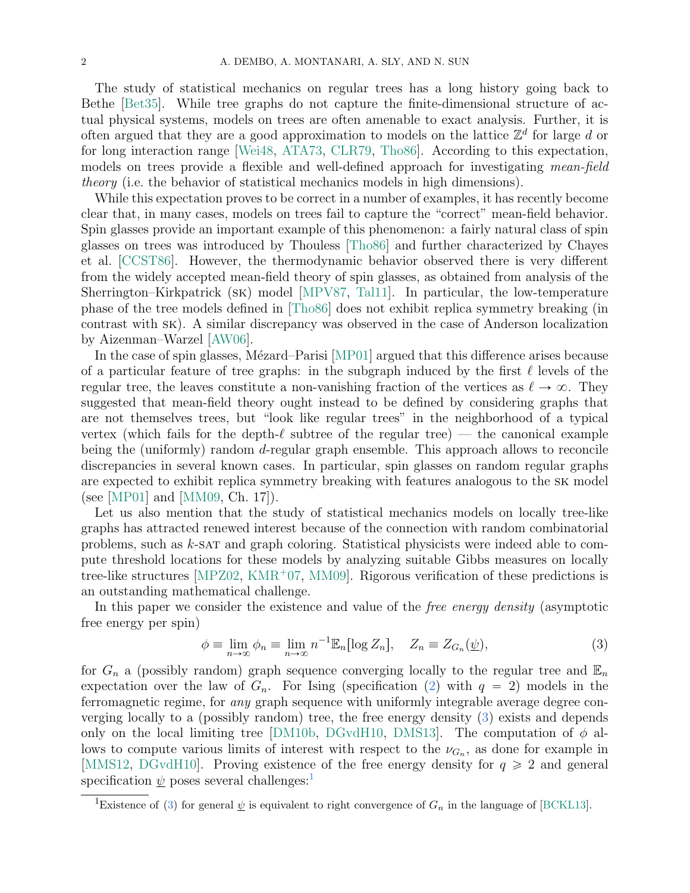The study of statistical mechanics on regular trees has a long history going back to Bethe [Bet35]. While tree graphs do not capture the finite-dimensional structure of actual physical systems, models on trees are often amenable to exact analysis. Further, it is often argued that they are a good approximation to models on the lattice $\mathbb{Z}^d$ for large $d$ or for long interaction range [Wei48, ATA73, CLR79, Tho86]. According to this expectation, models on trees provide a flexible and well-defined approach for investigating *mean-field theory* (i.e. the behavior of statistical mechanics models in high dimensions).

While this expectation proves to be correct in a number of examples, it has recently become clear that, in many cases, models on trees fail to capture the "correct" mean-field behavior. Spin glasses provide an important example of this phenomenon: a fairly natural class of spin glasses on trees was introduced by Thouless [Tho86] and further characterized by Chayes et al. [CCST86]. However, the thermodynamic behavior observed there is very different from the widely accepted mean-field theory of spin glasses, as obtained from analysis of the Sherrington–Kirkpatrick (SK) model [MPV87, Tal11]. In particular, the low-temperature phase of the tree models defined in [Tho86] does not exhibit replica symmetry breaking (in contrast with SK). A similar discrepancy was observed in the case of Anderson localization by Aizenman–Warzel [AW06].

In the case of spin glasses, Mézard–Parisi [MP01] argued that this difference arises because of a particular feature of tree graphs: in the subgraph induced by the first $\ell$ levels of the regular tree, the leaves constitute a non-vanishing fraction of the vertices as $\ell \to \infty$. They suggested that mean-field theory ought instead to be defined by considering graphs that are not themselves trees, but "look like regular trees" in the neighborhood of a typical vertex (which fails for the depth-$\ell$ subtree of the regular tree) — the canonical example being the (uniformly) random $d$-regular graph ensemble. This approach allows to reconcile discrepancies in several known cases. In particular, spin glasses on random regular graphs are expected to exhibit replica symmetry breaking with features analogous to the SK model (see [MP01] and [MM09, Ch. 17]).

Let us also mention that the study of statistical mechanics models on locally tree-like graphs has attracted renewed interest because of the connection with random combinatorial problems, such as $k$-SAT and graph coloring. Statistical physicists were indeed able to compute threshold locations for these models by analyzing suitable Gibbs measures on locally tree-like structures [MPZ02, KMR+07, MM09]. Rigorous verification of these predictions is an outstanding mathematical challenge.

In this paper we consider the existence and value of the *free energy density* (asymptotic free energy per spin)

$$\phi \equiv \lim_{n\to\infty} \phi_n \equiv \lim_{n\to\infty} n^{-1}\mathbb{E}_n[\log Z_n], \quad Z_n \equiv Z_{G_n}(\underline{\psi}), \tag{3}$$

for $G_n$ a (possibly random) graph sequence converging locally to the regular tree and $\mathbb{E}_n$ expectation over the law of $G_n$. For Ising (specification (2) with $q = 2$) models in the ferromagnetic regime, for *any* graph sequence with uniformly integrable average degree converging locally to a (possibly random) tree, the free energy density (3) exists and depends only on the local limiting tree [DM10b, DGvdH10, DMS13]. The computation of $\phi$ allows to compute various limits of interest with respect to the $\nu_{G_n}$, as done for example in [MMS12, DGvdH10]. Proving existence of the free energy density for $q \geqslant 2$ and general specification $\underline{\psi}$ poses several challenges:[1]

[1] Existence of (3) for general $\underline{\psi}$ is equivalent to right convergence of $G_n$ in the language of [BCKL13].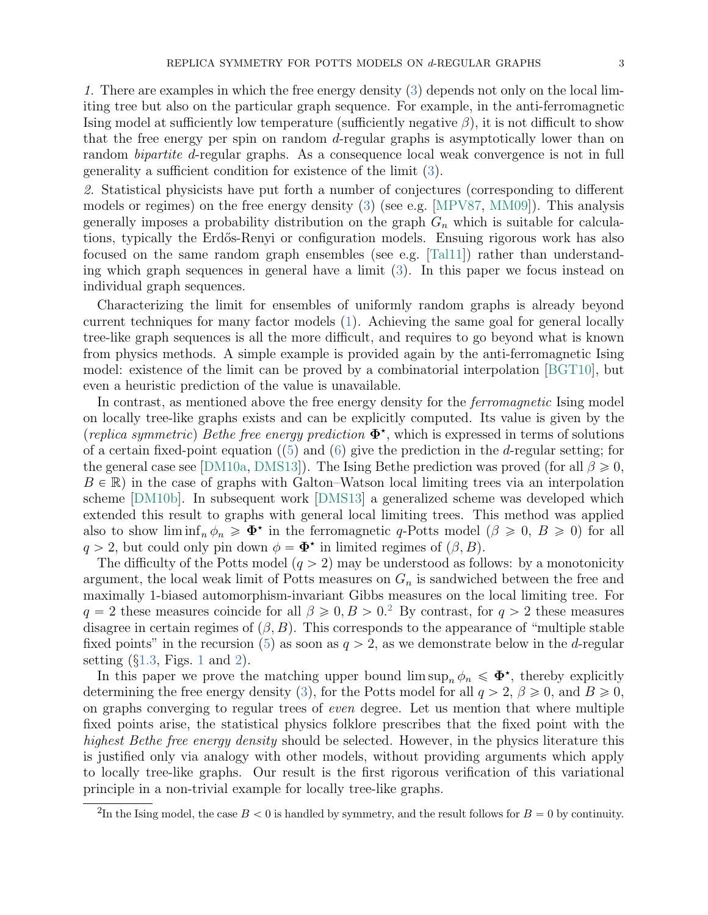*1.* There are examples in which the free energy density (3) depends not only on the local limiting tree but also on the particular graph sequence. For example, in the anti-ferromagnetic Ising model at sufficiently low temperature (sufficiently negative $\beta$), it is not difficult to show that the free energy per spin on random $d$-regular graphs is asymptotically lower than on random *bipartite* $d$-regular graphs. As a consequence local weak convergence is not in full generality a sufficient condition for existence of the limit (3).

*2.* Statistical physicists have put forth a number of conjectures (corresponding to different models or regimes) on the free energy density (3) (see e.g. [MPV87, MM09]). This analysis generally imposes a probability distribution on the graph $G_n$ which is suitable for calculations, typically the Erdős-Renyi or configuration models. Ensuing rigorous work has also focused on the same random graph ensembles (see e.g. [Tal11]) rather than understanding which graph sequences in general have a limit (3). In this paper we focus instead on individual graph sequences.

Characterizing the limit for ensembles of uniformly random graphs is already beyond current techniques for many factor models (1). Achieving the same goal for general locally tree-like graph sequences is all the more difficult, and requires to go beyond what is known from physics methods. A simple example is provided again by the anti-ferromagnetic Ising model: existence of the limit can be proved by a combinatorial interpolation [BGT10], but even a heuristic prediction of the value is unavailable.

In contrast, as mentioned above the free energy density for the *ferromagnetic* Ising model on locally tree-like graphs exists and can be explicitly computed. Its value is given by the (*replica symmetric*) *Bethe free energy prediction* $\mathbf{\Phi}^\star$, which is expressed in terms of solutions of a certain fixed-point equation ((5) and (6) give the prediction in the $d$-regular setting; for the general case see [DM10a, DMS13]). The Ising Bethe prediction was proved (for all $\beta \geqslant 0$, $B \in \mathbb{R}$) in the case of graphs with Galton–Watson local limiting trees via an interpolation scheme [DM10b]. In subsequent work [DMS13] a generalized scheme was developed which extended this result to graphs with general local limiting trees. This method was applied also to show $\liminf_n \phi_n \geqslant \mathbf{\Phi}^\star$ in the ferromagnetic $q$-Potts model ($\beta \geqslant 0$, $B \geqslant 0$) for all $q > 2$, but could only pin down $\phi = \mathbf{\Phi}^\star$ in limited regimes of $(\beta, B)$.

The difficulty of the Potts model ($q > 2$) may be understood as follows: by a monotonicity argument, the local weak limit of Potts measures on $G_n$ is sandwiched between the free and maximally 1-biased automorphism-invariant Gibbs measures on the local limiting tree. For $q = 2$ these measures coincide for all $\beta \geqslant 0, B > 0$.[2] By contrast, for $q > 2$ these measures disagree in certain regimes of $(\beta, B)$. This corresponds to the appearance of "multiple stable fixed points" in the recursion (5) as soon as $q > 2$, as we demonstrate below in the $d$-regular setting (§1.3, Figs. 1 and 2).

In this paper we prove the matching upper bound $\limsup_n \phi_n \leqslant \mathbf{\Phi}^\star$, thereby explicitly determining the free energy density (3), for the Potts model for all $q > 2$, $\beta \geqslant 0$, and $B \geqslant 0$, on graphs converging to regular trees of *even* degree. Let us mention that where multiple fixed points arise, the statistical physics folklore prescribes that the fixed point with the *highest Bethe free energy density* should be selected. However, in the physics literature this is justified only via analogy with other models, without providing arguments which apply to locally tree-like graphs. Our result is the first rigorous verification of this variational principle in a non-trivial example for locally tree-like graphs.

[2] In the Ising model, the case $B < 0$ is handled by symmetry, and the result follows for $B = 0$ by continuity.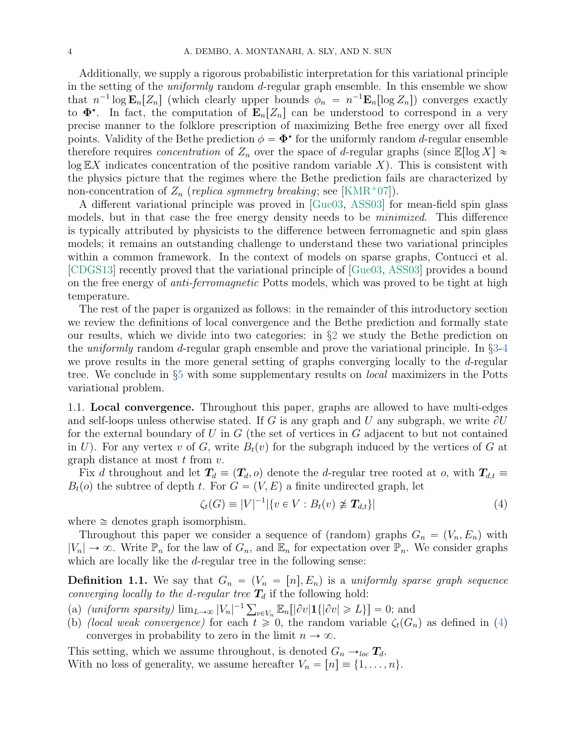Additionally, we supply a rigorous probabilistic interpretation for this variational principle in the setting of the *uniformly* random $d$-regular graph ensemble. In this ensemble we show that $n^{-1}\log \mathbf{E}_n[Z_n]$ (which clearly upper bounds $\phi_n = n^{-1}\mathbf{E}_n[\log Z_n]$) converges exactly to $\mathbf{\Phi}^\star$. In fact, the computation of $\mathbf{E}_n[Z_n]$ can be understood to correspond in a very precise manner to the folklore prescription of maximizing Bethe free energy over all fixed points. Validity of the Bethe prediction $\phi = \mathbf{\Phi}^\star$ for the uniformly random $d$-regular ensemble therefore requires *concentration* of $Z_n$ over the space of $d$-regular graphs (since $\mathbb{E}[\log X] \approx \log \mathbb{E}X$ indicates concentration of the positive random variable $X$). This is consistent with the physics picture that the regimes where the Bethe prediction fails are characterized by non-concentration of $Z_n$ (*replica symmetry breaking*; see [KMR+07]).

A different variational principle was proved in [Gue03, ASS03] for mean-field spin glass models, but in that case the free energy density needs to be *minimized*. This difference is typically attributed by physicists to the difference between ferromagnetic and spin glass models; it remains an outstanding challenge to understand these two variational principles within a common framework. In the context of models on sparse graphs, Contucci et al. [CDGS13] recently proved that the variational principle of [Gue03, ASS03] provides a bound on the free energy of *anti-ferromagnetic* Potts models, which was proved to be tight at high temperature.

The rest of the paper is organized as follows: in the remainder of this introductory section we review the definitions of local convergence and the Bethe prediction and formally state our results, which we divide into two categories: in §2 we study the Bethe prediction on the *uniformly* random $d$-regular graph ensemble and prove the variational principle. In §3-4 we prove results in the more general setting of graphs converging locally to the $d$-regular tree. We conclude in §5 with some supplementary results on *local* maximizers in the Potts variational problem.

1.1. **Local convergence.** Throughout this paper, graphs are allowed to have multi-edges and self-loops unless otherwise stated. If $G$ is any graph and $U$ any subgraph, we write $\partial U$ for the external boundary of $U$ in $G$ (the set of vertices in $G$ adjacent to but not contained in $U$). For any vertex $v$ of $G$, write $B_t(v)$ for the subgraph induced by the vertices of $G$ at graph distance at most $t$ from $v$.

Fix $d$ throughout and let $\boldsymbol{T}_d \equiv (\boldsymbol{T}_d, o)$ denote the $d$-regular tree rooted at $o$, with $\boldsymbol{T}_{d,t} \equiv B_t(o)$ the subtree of depth $t$. For $G = (V, E)$ a finite undirected graph, let

$$\zeta_t(G) \equiv |V|^{-1}|\{v \in V : B_t(v) \not\cong \boldsymbol{T}_{d,t}\}| \tag{4}$$

where $\cong$ denotes graph isomorphism.

Throughout this paper we consider a sequence of (random) graphs $G_n = (V_n, E_n)$ with $|V_n| \to \infty$. Write $\mathbb{P}_n$ for the law of $G_n$, and $\mathbb{E}_n$ for expectation over $\mathbb{P}_n$. We consider graphs which are locally like the $d$-regular tree in the following sense:

**Definition 1.1.** We say that $G_n = (V_n = [n], E_n)$ is a *uniformly sparse graph sequence converging locally to the $d$-regular tree* $\boldsymbol{T}_d$ if the following hold:

(a) *(uniform sparsity)* $\lim_{L\to\infty} |V_n|^{-1} \sum_{v\in V_n} \mathbb{E}_n[|\partial v|\mathbf{1}\{|\partial v| \geqslant L\}] = 0$; and

(b) *(local weak convergence)* for each $t \geqslant 0$, the random variable $\zeta_t(G_n)$ as defined in (4) converges in probability to zero in the limit $n \to \infty$.

This setting, which we assume throughout, is denoted $G_n \to_{loc} \boldsymbol{T}_d$.

With no loss of generality, we assume hereafter $V_n = [n] \equiv \{1, \ldots, n\}$.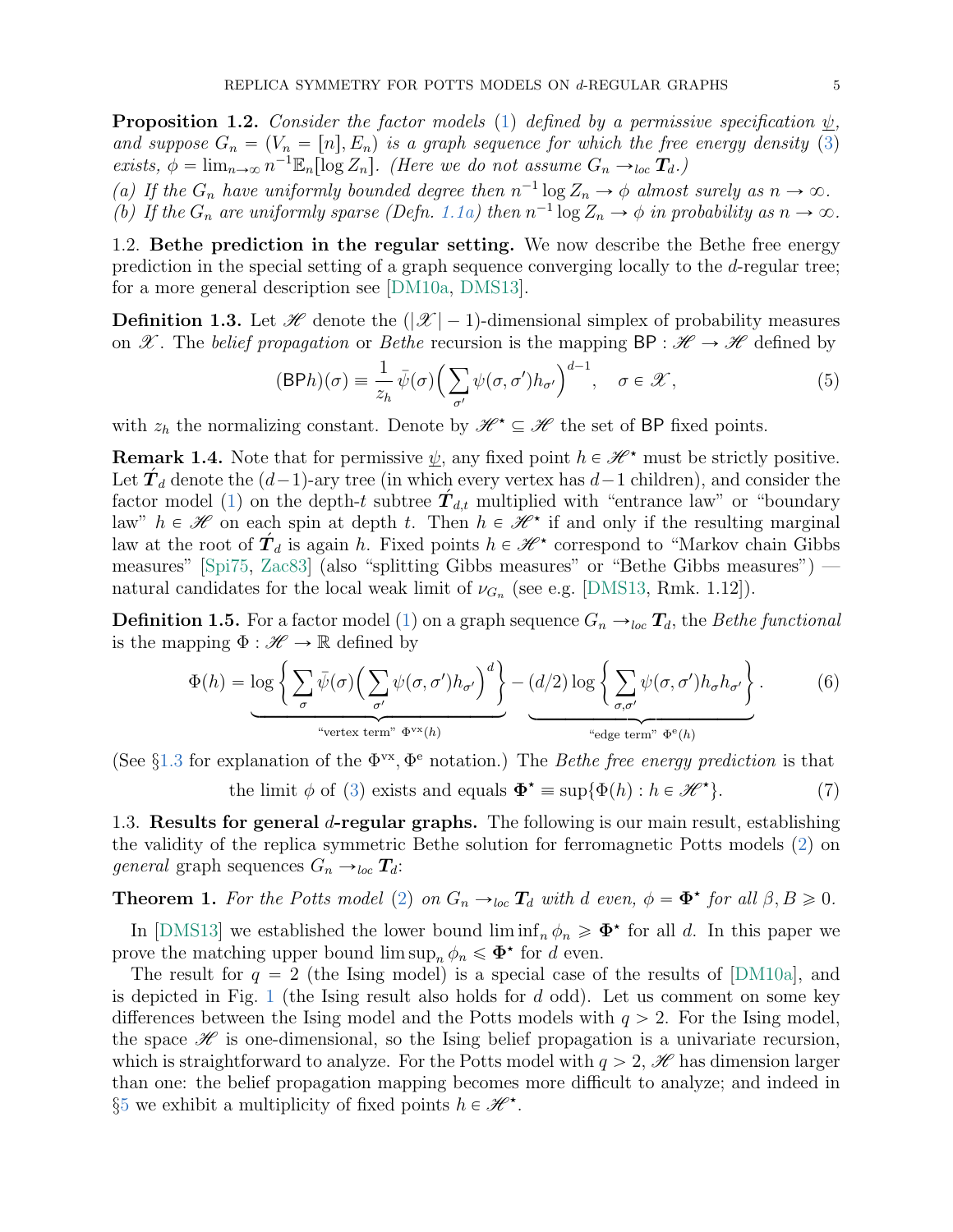**Proposition 1.2.** *Consider the factor models (1) defined by a permissive specification $\underline{\psi}$, and suppose $G_n = (V_n = [n], E_n)$ is a graph sequence for which the free energy density (3) exists, $\phi = \lim_{n\to\infty} n^{-1}\mathbb{E}_n[\log Z_n]$. (Here we do not assume $G_n \to_{loc} \boldsymbol{T}_d$.)*

*(a) If the $G_n$ have uniformly bounded degree then $n^{-1}\log Z_n \to \phi$ almost surely as $n \to \infty$.*
*(b) If the $G_n$ are uniformly sparse (Defn. 1.1a) then $n^{-1}\log Z_n \to \phi$ in probability as $n \to \infty$.*

## 1.2. Bethe prediction in the regular setting.

We now describe the Bethe free energy prediction in the special setting of a graph sequence converging locally to the $d$-regular tree; for a more general description see [DM10a, DMS13].

**Definition 1.3.** Let $\mathscr{H}$ denote the $(|\mathscr{X}|-1)$-dimensional simplex of probability measures on $\mathscr{X}$. The *belief propagation* or *Bethe* recursion is the mapping $\mathsf{BP} : \mathscr{H} \to \mathscr{H}$ defined by

$$(\mathsf{BP}h)(\sigma) \equiv \frac{1}{z_h}\,\bar\psi(\sigma)\Big(\sum_{\sigma'}\psi(\sigma,\sigma')h_{\sigma'}\Big)^{d-1}, \quad \sigma \in \mathscr{X}, \tag{5}$$

with $z_h$ the normalizing constant. Denote by $\mathscr{H}^\star \subseteq \mathscr{H}$ the set of $\mathsf{BP}$ fixed points.

**Remark 1.4.** Note that for permissive $\underline{\psi}$, any fixed point $h \in \mathscr{H}^\star$ must be strictly positive. Let $\acute{\boldsymbol{T}}_d$ denote the $(d-1)$-ary tree (in which every vertex has $d-1$ children), and consider the factor model (1) on the depth-$t$ subtree $\acute{\boldsymbol{T}}_{d,t}$ multiplied with "entrance law" or "boundary law" $h \in \mathscr{H}$ on each spin at depth $t$. Then $h \in \mathscr{H}^\star$ if and only if the resulting marginal law at the root of $\acute{\boldsymbol{T}}_d$ is again $h$. Fixed points $h \in \mathscr{H}^\star$ correspond to "Markov chain Gibbs measures" [Spi75, Zac83] (also "splitting Gibbs measures" or "Bethe Gibbs measures") — natural candidates for the local weak limit of $\nu_{G_n}$ (see e.g. [DMS13, Rmk. 1.12]).

**Definition 1.5.** For a factor model (1) on a graph sequence $G_n \to_{loc} \boldsymbol{T}_d$, the *Bethe functional* is the mapping $\Phi : \mathscr{H} \to \mathbb{R}$ defined by

$$\Phi(h) = \underbrace{\log\Big\{\sum_\sigma \bar\psi(\sigma)\Big(\sum_{\sigma'}\psi(\sigma,\sigma')h_{\sigma'}\Big)^d\Big\}}_{\text{"vertex term" } \Phi^{\mathrm{vx}}(h)} - \underbrace{(d/2)\log\Big\{\sum_{\sigma,\sigma'}\psi(\sigma,\sigma')h_\sigma h_{\sigma'}\Big\}}_{\text{"edge term" } \Phi^{\mathrm{e}}(h)}. \tag{6}$$

(See §1.3 for explanation of the $\Phi^{\mathrm{vx}}, \Phi^{\mathrm{e}}$ notation.) The *Bethe free energy prediction* is that

$$\text{the limit } \phi \text{ of (3) exists and equals } \boldsymbol{\Phi}^\star \equiv \sup\{\Phi(h) : h \in \mathscr{H}^\star\}. \tag{7}$$

## 1.3. Results for general $d$-regular graphs.

The following is our main result, establishing the validity of the replica symmetric Bethe solution for ferromagnetic Potts models (2) on *general* graph sequences $G_n \to_{loc} \boldsymbol{T}_d$:

**Theorem 1.** *For the Potts model (2) on $G_n \to_{loc} \boldsymbol{T}_d$ with $d$ even, $\phi = \boldsymbol{\Phi}^\star$ for all $\beta, B \geqslant 0$.*

In [DMS13] we established the lower bound $\liminf_n \phi_n \geqslant \boldsymbol{\Phi}^\star$ for all $d$. In this paper we prove the matching upper bound $\limsup_n \phi_n \leqslant \boldsymbol{\Phi}^\star$ for $d$ even.

The result for $q = 2$ (the Ising model) is a special case of the results of [DM10a], and is depicted in Fig. 1 (the Ising result also holds for $d$ odd). Let us comment on some key differences between the Ising model and the Potts models with $q > 2$. For the Ising model, the space $\mathscr{H}$ is one-dimensional, so the Ising belief propagation is a univariate recursion, which is straightforward to analyze. For the Potts model with $q > 2$, $\mathscr{H}$ has dimension larger than one: the belief propagation mapping becomes more difficult to analyze; and indeed in §5 we exhibit a multiplicity of fixed points $h \in \mathscr{H}^\star$.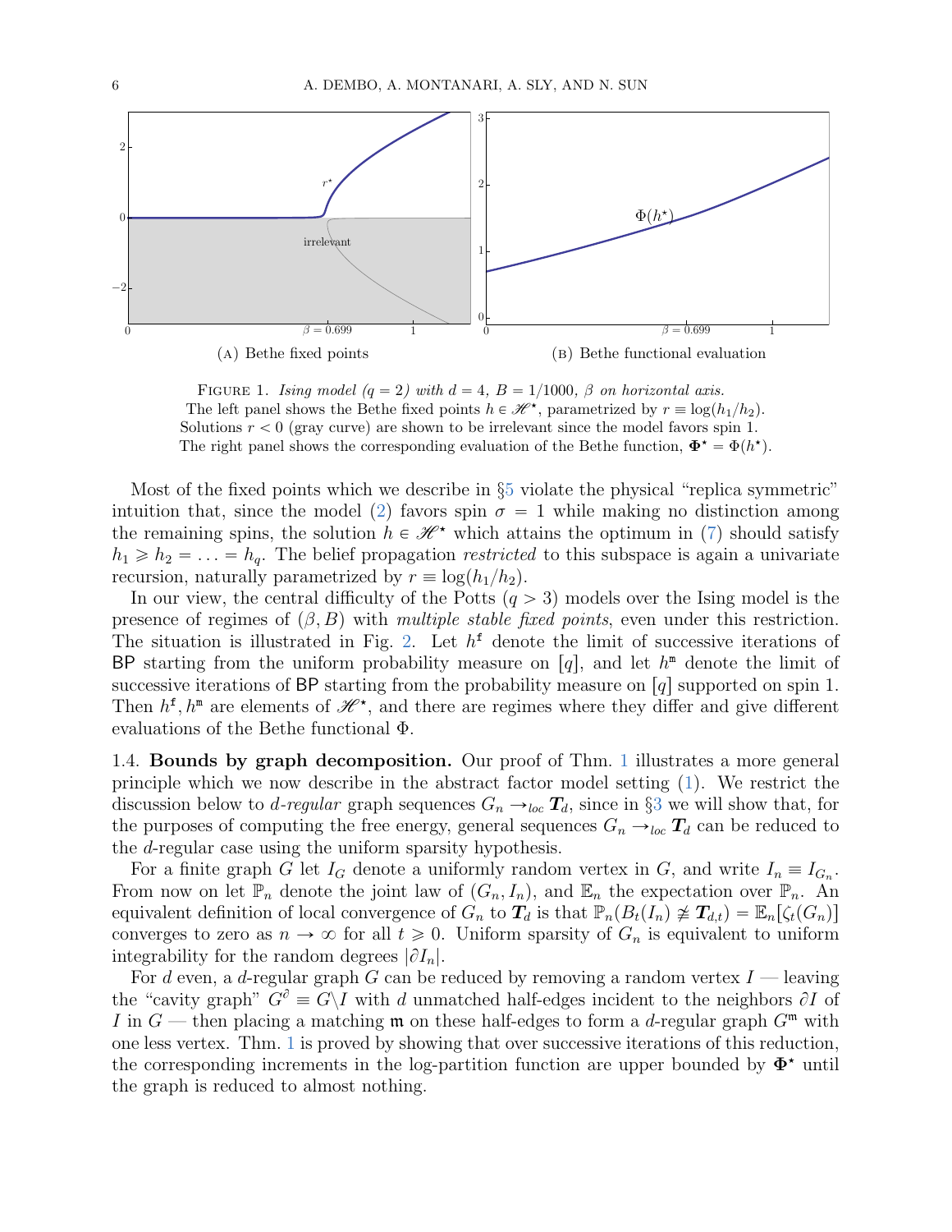(A) Bethe fixed points

(B) Bethe functional evaluation

FIGURE 1. *Ising model ($q = 2$) with $d = 4$, $B = 1/1000$, $\beta$ on horizontal axis.* The left panel shows the Bethe fixed points $h \in \mathscr{H}^\star$, parametrized by $r \equiv \log(h_1/h_2)$. Solutions $r < 0$ (gray curve) are shown to be irrelevant since the model favors spin 1. The right panel shows the corresponding evaluation of the Bethe function, $\mathbf{\Phi}^\star = \Phi(h^\star)$.

Most of the fixed points which we describe in §5 violate the physical "replica symmetric" intuition that, since the model (2) favors spin $\sigma = 1$ while making no distinction among the remaining spins, the solution $h \in \mathscr{H}^\star$ which attains the optimum in (7) should satisfy $h_1 \geqslant h_2 = \ldots = h_q$. The belief propagation *restricted* to this subspace is again a univariate recursion, naturally parametrized by $r \equiv \log(h_1/h_2)$.

In our view, the central difficulty of the Potts ($q > 3$) models over the Ising model is the presence of regimes of $(\beta, B)$ with *multiple stable fixed points*, even under this restriction. The situation is illustrated in Fig. 2. Let $h^{\mathtt{f}}$ denote the limit of successive iterations of BP starting from the uniform probability measure on $[q]$, and let $h^{\mathtt{m}}$ denote the limit of successive iterations of BP starting from the probability measure on $[q]$ supported on spin 1. Then $h^{\mathtt{f}}, h^{\mathtt{m}}$ are elements of $\mathscr{H}^\star$, and there are regimes where they differ and give different evaluations of the Bethe functional $\Phi$.

1.4. **Bounds by graph decomposition.** Our proof of Thm. 1 illustrates a more general principle which we now describe in the abstract factor model setting (1). We restrict the discussion below to *d-regular* graph sequences $G_n \to_{loc} \boldsymbol{T}_d$, since in §3 we will show that, for the purposes of computing the free energy, general sequences $G_n \to_{loc} \boldsymbol{T}_d$ can be reduced to the $d$-regular case using the uniform sparsity hypothesis.

For a finite graph $G$ let $I_G$ denote a uniformly random vertex in $G$, and write $I_n \equiv I_{G_n}$. From now on let $\mathbb{P}_n$ denote the joint law of $(G_n, I_n)$, and $\mathbb{E}_n$ the expectation over $\mathbb{P}_n$. An equivalent definition of local convergence of $G_n$ to $\boldsymbol{T}_d$ is that $\mathbb{P}_n(B_t(I_n) \ncong \boldsymbol{T}_{d,t}) = \mathbb{E}_n[\zeta_t(G_n)]$ converges to zero as $n \to \infty$ for all $t \geqslant 0$. Uniform sparsity of $G_n$ is equivalent to uniform integrability for the random degrees $|\partial I_n|$.

For $d$ even, a $d$-regular graph $G$ can be reduced by removing a random vertex $I$ — leaving the "cavity graph" $G^\partial \equiv G \backslash I$ with $d$ unmatched half-edges incident to the neighbors $\partial I$ of $I$ in $G$ — then placing a matching $\mathfrak{m}$ on these half-edges to form a $d$-regular graph $G^{\mathfrak{m}}$ with one less vertex. Thm. 1 is proved by showing that over successive iterations of this reduction, the corresponding increments in the log-partition function are upper bounded by $\mathbf{\Phi}^\star$ until the graph is reduced to almost nothing.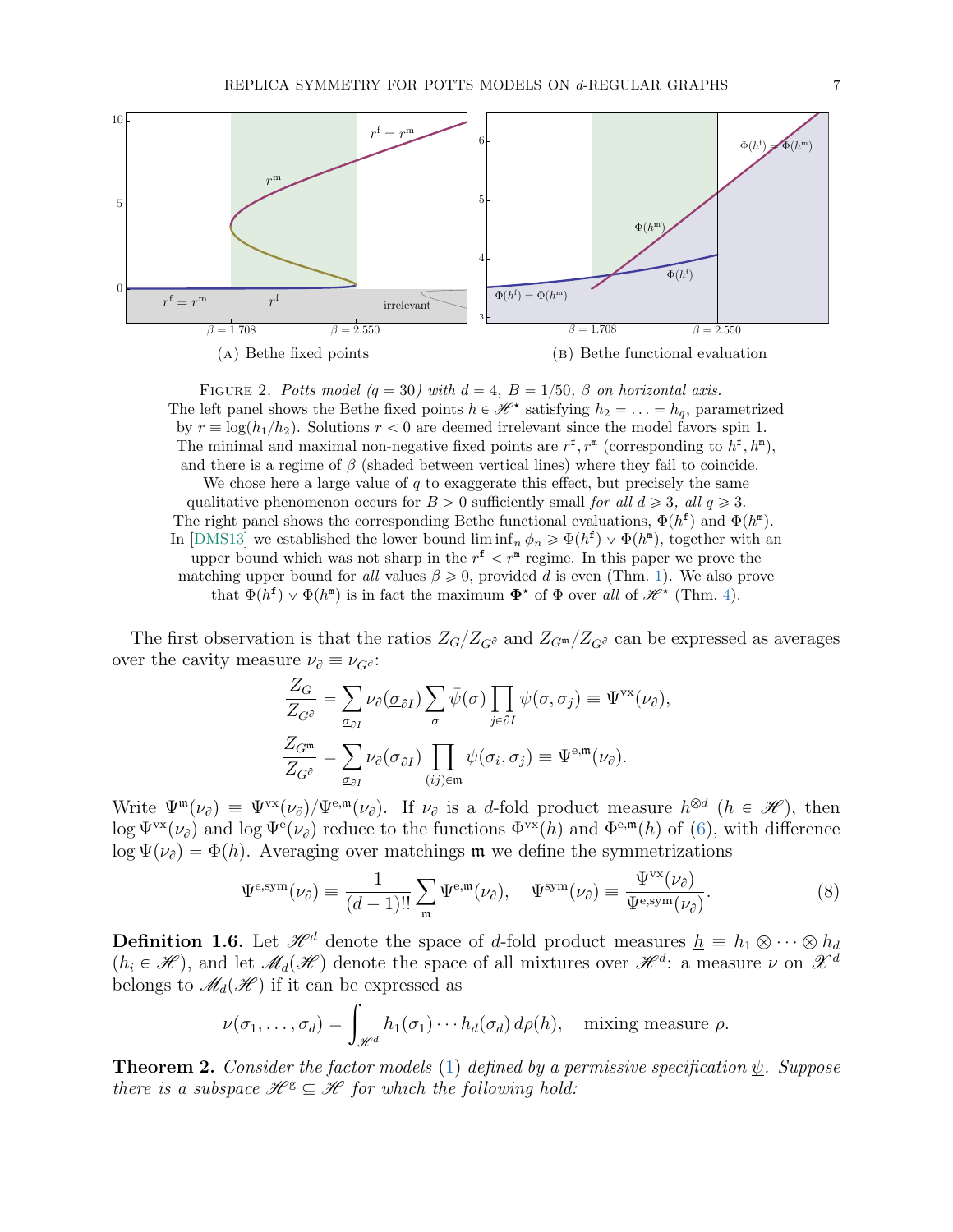(A) Bethe fixed points

(B) Bethe functional evaluation

FIGURE 2. *Potts model ($q = 30$) with $d = 4$, $B = 1/50$, $\beta$ on horizontal axis.* The left panel shows the Bethe fixed points $h \in \mathscr{H}^\star$ satisfying $h_2 = \ldots = h_q$, parametrized by $r \equiv \log(h_1/h_2)$. Solutions $r < 0$ are deemed irrelevant since the model favors spin 1. The minimal and maximal non-negative fixed points are $r^{\mathtt{f}}, r^{\mathtt{m}}$ (corresponding to $h^{\mathtt{f}}, h^{\mathtt{m}}$), and there is a regime of $\beta$ (shaded between vertical lines) where they fail to coincide. We chose here a large value of $q$ to exaggerate this effect, but precisely the same qualitative phenomenon occurs for $B > 0$ sufficiently small *for all $d \geqslant 3$, all $q \geqslant 3$*. The right panel shows the corresponding Bethe functional evaluations, $\Phi(h^{\mathtt{f}})$ and $\Phi(h^{\mathtt{m}})$. In [DMS13] we established the lower bound $\liminf_n \phi_n \geqslant \Phi(h^{\mathtt{f}}) \vee \Phi(h^{\mathtt{m}})$, together with an upper bound which was not sharp in the $r^{\mathtt{f}} < r^{\mathtt{m}}$ regime. In this paper we prove the matching upper bound for *all* values $\beta \geqslant 0$, provided $d$ is even (Thm. 1). We also prove that $\Phi(h^{\mathtt{f}}) \vee \Phi(h^{\mathtt{m}})$ is in fact the maximum $\mathbf{\Phi}^\star$ of $\Phi$ over *all* of $\mathscr{H}^\star$ (Thm. 4).

The first observation is that the ratios $Z_G/Z_{G^\partial}$ and $Z_{G^{\mathfrak{m}}}/Z_{G^\partial}$ can be expressed as averages over the cavity measure $\nu_\partial \equiv \nu_{G^\partial}$:

$$\frac{Z_G}{Z_{G^\partial}} = \sum_{\underline{\sigma}_{\partial I}} \nu_\partial(\underline{\sigma}_{\partial I}) \sum_\sigma \bar{\psi}(\sigma) \prod_{j \in \partial I} \psi(\sigma, \sigma_j) \equiv \Psi^{\mathrm{vx}}(\nu_\partial),$$

$$\frac{Z_{G^{\mathfrak{m}}}}{Z_{G^\partial}} = \sum_{\underline{\sigma}_{\partial I}} \nu_\partial(\underline{\sigma}_{\partial I}) \prod_{(ij) \in \mathfrak{m}} \psi(\sigma_i, \sigma_j) \equiv \Psi^{\mathrm{e},\mathfrak{m}}(\nu_\partial).$$

Write $\Psi^{\mathfrak{m}}(\nu_\partial) \equiv \Psi^{\mathrm{vx}}(\nu_\partial)/\Psi^{\mathrm{e},\mathfrak{m}}(\nu_\partial)$. If $\nu_\partial$ is a $d$-fold product measure $h^{\otimes d}$ ($h \in \mathscr{H}$), then $\log \Psi^{\mathrm{vx}}(\nu_\partial)$ and $\log \Psi^{\mathrm{e}}(\nu_\partial)$ reduce to the functions $\Phi^{\mathrm{vx}}(h)$ and $\Phi^{\mathrm{e},\mathfrak{m}}(h)$ of (6), with difference $\log \Psi(\nu_\partial) = \Phi(h)$. Averaging over matchings $\mathfrak{m}$ we define the symmetrizations

$$\Psi^{\mathrm{e,sym}}(\nu_\partial) \equiv \frac{1}{(d-1)!!} \sum_{\mathfrak{m}} \Psi^{\mathrm{e},\mathfrak{m}}(\nu_\partial), \quad \Psi^{\mathrm{sym}}(\nu_\partial) \equiv \frac{\Psi^{\mathrm{vx}}(\nu_\partial)}{\Psi^{\mathrm{e,sym}}(\nu_\partial)}. \tag{8}$$

**Definition 1.6.** Let $\mathscr{H}^d$ denote the space of $d$-fold product measures $\underline{h} \equiv h_1 \otimes \cdots \otimes h_d$ ($h_i \in \mathscr{H}$), and let $\mathscr{M}_d(\mathscr{H})$ denote the space of all mixtures over $\mathscr{H}^d$: a measure $\nu$ on $\mathscr{X}^d$ belongs to $\mathscr{M}_d(\mathscr{H})$ if it can be expressed as

$$\nu(\sigma_1, \ldots, \sigma_d) = \int_{\mathscr{H}^d} h_1(\sigma_1) \cdots h_d(\sigma_d) \, d\rho(\underline{h}), \quad \text{mixing measure } \rho.$$

**Theorem 2.** *Consider the factor models (1) defined by a permissive specification $\underline{\psi}$. Suppose there is a subspace $\mathscr{H}^{\mathrm{g}} \subseteq \mathscr{H}$ for which the following hold:*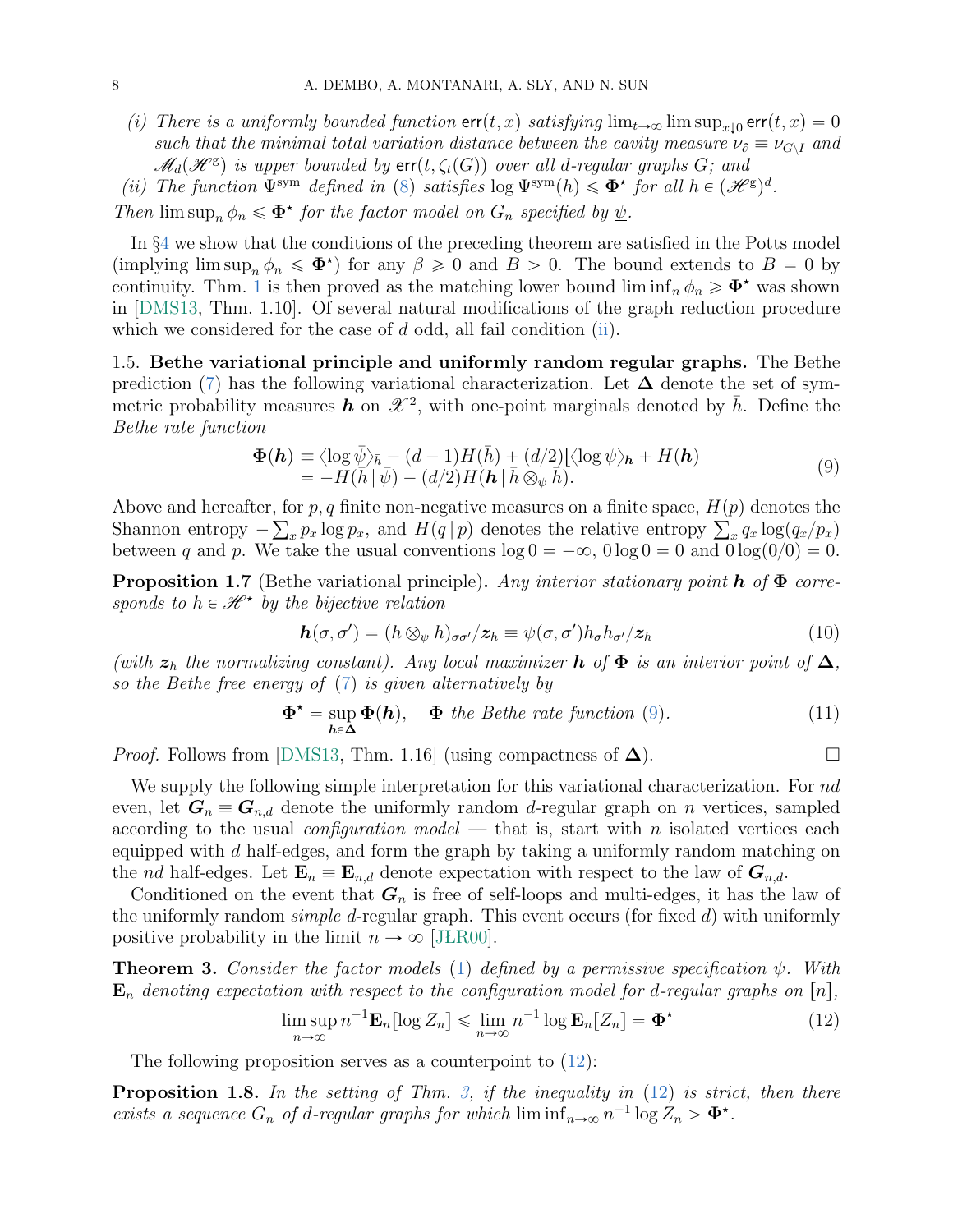(i) *There is a uniformly bounded function* $\mathsf{err}(t,x)$ *satisfying* $\lim_{t\to\infty}\limsup_{x\downarrow 0}\mathsf{err}(t,x) = 0$ *such that the minimal total variation distance between the cavity measure* $\nu_\partial \equiv \nu_{G\setminus I}$ *and* $\mathscr{M}_d(\mathscr{H}^{\mathrm{g}})$ *is upper bounded by* $\mathsf{err}(t,\zeta_t(G))$ *over all* $d$*-regular graphs* $G$*; and*

(ii) *The function* $\Psi^{\mathrm{sym}}$ *defined in* (8) *satisfies* $\log\Psi^{\mathrm{sym}}(\underline{h}) \leqslant \mathbf{\Phi}^\star$ *for all* $\underline{h}\in(\mathscr{H}^{\mathrm{g}})^d$.

*Then* $\limsup_n \phi_n \leqslant \mathbf{\Phi}^\star$ *for the factor model on* $G_n$ *specified by* $\underline{\psi}$.

In §4 we show that the conditions of the preceding theorem are satisfied in the Potts model (implying $\limsup_n \phi_n \leqslant \mathbf{\Phi}^\star$) for any $\beta \geqslant 0$ and $B > 0$. The bound extends to $B = 0$ by continuity. Thm. 1 is then proved as the matching lower bound $\liminf_n \phi_n \geqslant \mathbf{\Phi}^\star$ was shown in [DMS13, Thm. 1.10]. Of several natural modifications of the graph reduction procedure which we considered for the case of $d$ odd, all fail condition (ii).

## 1.5. Bethe variational principle and uniformly random regular graphs.

The Bethe prediction (7) has the following variational characterization. Let $\mathbf{\Delta}$ denote the set of symmetric probability measures $\boldsymbol{h}$ on $\mathscr{X}^2$, with one-point marginals denoted by $\bar{h}$. Define the *Bethe rate function*

$$
\begin{aligned}
\mathbf{\Phi}(\boldsymbol{h}) &\equiv \langle \log\bar{\psi}\rangle_{\bar{h}} - (d-1)H(\bar{h}) + (d/2)[\langle\log\psi\rangle_{\boldsymbol{h}} + H(\boldsymbol{h})] \\
&= -H(\bar{h}\,|\,\bar{\psi}) - (d/2)H(\boldsymbol{h}\,|\,\bar{h}\otimes_\psi \bar{h}).
\end{aligned} \tag{9}
$$

Above and hereafter, for $p,q$ finite non-negative measures on a finite space, $H(p)$ denotes the Shannon entropy $-\sum_x p_x\log p_x$, and $H(q\,|\,p)$ denotes the relative entropy $\sum_x q_x\log(q_x/p_x)$ between $q$ and $p$. We take the usual conventions $\log 0 = -\infty$, $0\log 0 = 0$ and $0\log(0/0) = 0$.

**Proposition 1.7** (Bethe variational principle)**.** *Any interior stationary point* $\boldsymbol{h}$ *of* $\mathbf{\Phi}$ *corresponds to* $h\in\mathscr{H}^\star$ *by the bijective relation*

$$
\boldsymbol{h}(\sigma,\sigma') = (h\otimes_\psi h)_{\sigma\sigma'}/\boldsymbol{z}_h \equiv \psi(\sigma,\sigma')h_\sigma h_{\sigma'}/\boldsymbol{z}_h \tag{10}
$$

*(with* $\boldsymbol{z}_h$ *the normalizing constant). Any local maximizer* $\boldsymbol{h}$ *of* $\mathbf{\Phi}$ *is an interior point of* $\mathbf{\Delta}$*, so the Bethe free energy of* (7) *is given alternatively by*

$$
\mathbf{\Phi}^\star = \sup_{\boldsymbol{h}\in\mathbf{\Delta}} \mathbf{\Phi}(\boldsymbol{h}), \quad \mathbf{\Phi}\text{ the Bethe rate function (9).} \tag{11}
$$

*Proof.* Follows from [DMS13, Thm. 1.16] (using compactness of $\mathbf{\Delta}$). □

We supply the following simple interpretation for this variational characterization. For $nd$ even, let $\boldsymbol{G}_n \equiv \boldsymbol{G}_{n,d}$ denote the uniformly random $d$-regular graph on $n$ vertices, sampled according to the usual *configuration model* — that is, start with $n$ isolated vertices each equipped with $d$ half-edges, and form the graph by taking a uniformly random matching on the $nd$ half-edges. Let $\mathbf{E}_n \equiv \mathbf{E}_{n,d}$ denote expectation with respect to the law of $\boldsymbol{G}_{n,d}$.

Conditioned on the event that $\boldsymbol{G}_n$ is free of self-loops and multi-edges, it has the law of the uniformly random *simple* $d$-regular graph. This event occurs (for fixed $d$) with uniformly positive probability in the limit $n\to\infty$ [JŁR00].

**Theorem 3.** *Consider the factor models* (1) *defined by a permissive specification* $\underline{\psi}$*. With* $\mathbf{E}_n$ *denoting expectation with respect to the configuration model for* $d$*-regular graphs on* $[n]$*,*

$$
\limsup_{n\to\infty} n^{-1}\mathbf{E}_n[\log Z_n] \leqslant \lim_{n\to\infty} n^{-1}\log\mathbf{E}_n[Z_n] = \mathbf{\Phi}^\star \tag{12}
$$

The following proposition serves as a counterpoint to (12):

**Proposition 1.8.** *In the setting of Thm. 3, if the inequality in* (12) *is strict, then there exists a sequence* $G_n$ *of* $d$*-regular graphs for which* $\liminf_{n\to\infty} n^{-1}\log Z_n > \mathbf{\Phi}^\star$.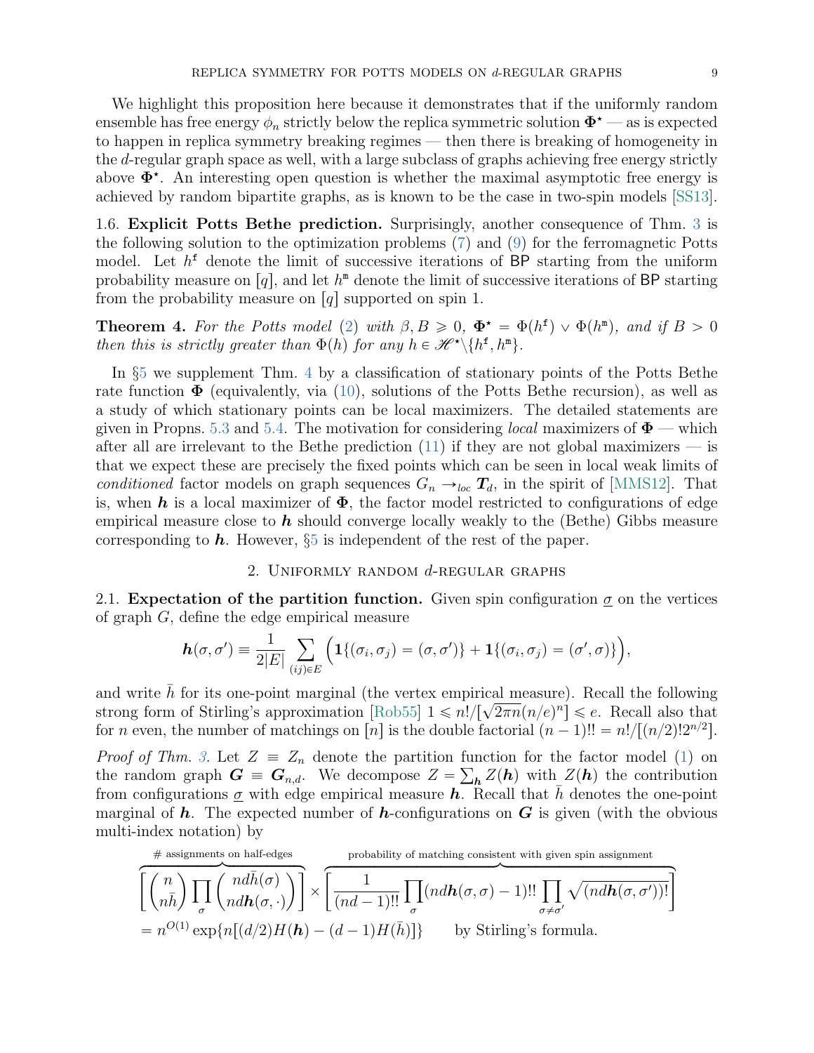We highlight this proposition here because it demonstrates that if the uniformly random ensemble has free energy $\phi_n$ strictly below the replica symmetric solution $\mathbf{\Phi}^\star$ — as is expected to happen in replica symmetry breaking regimes — then there is breaking of homogeneity in the $d$-regular graph space as well, with a large subclass of graphs achieving free energy strictly above $\mathbf{\Phi}^\star$. An interesting open question is whether the maximal asymptotic free energy is achieved by random bipartite graphs, as is known to be the case in two-spin models [SS13].

1.6. **Explicit Potts Bethe prediction.** Surprisingly, another consequence of Thm. 3 is the following solution to the optimization problems (7) and (9) for the ferromagnetic Potts model. Let $h^{\mathtt{f}}$ denote the limit of successive iterations of $\mathsf{BP}$ starting from the uniform probability measure on $[q]$, and let $h^{\mathtt{m}}$ denote the limit of successive iterations of $\mathsf{BP}$ starting from the probability measure on $[q]$ supported on spin 1.

**Theorem 4.** *For the Potts model (2) with $\beta, B \geqslant 0$, $\mathbf{\Phi}^\star = \Phi(h^{\mathtt{f}}) \vee \Phi(h^{\mathtt{m}})$, and if $B > 0$ then this is strictly greater than $\Phi(h)$ for any $h \in \mathscr{H}^\star \backslash \{h^{\mathtt{f}}, h^{\mathtt{m}}\}$.*

In §5 we supplement Thm. 4 by a classification of stationary points of the Potts Bethe rate function $\mathbf{\Phi}$ (equivalently, via (10), solutions of the Potts Bethe recursion), as well as a study of which stationary points can be local maximizers. The detailed statements are given in Propns. 5.3 and 5.4. The motivation for considering *local* maximizers of $\mathbf{\Phi}$ — which after all are irrelevant to the Bethe prediction (11) if they are not global maximizers — is that we expect these are precisely the fixed points which can be seen in local weak limits of *conditioned* factor models on graph sequences $G_n \to_{loc} \boldsymbol{T}_d$, in the spirit of [MMS12]. That is, when $\boldsymbol{h}$ is a local maximizer of $\mathbf{\Phi}$, the factor model restricted to configurations of edge empirical measure close to $\boldsymbol{h}$ should converge locally weakly to the (Bethe) Gibbs measure corresponding to $\boldsymbol{h}$. However, §5 is independent of the rest of the paper.

## 2. Uniformly random $d$-regular graphs

2.1. **Expectation of the partition function.** Given spin configuration $\underline{\sigma}$ on the vertices of graph $G$, define the edge empirical measure

$$\boldsymbol{h}(\sigma, \sigma') \equiv \frac{1}{2|E|} \sum_{(ij) \in E} \Big( \mathbf{1}\{(\sigma_i, \sigma_j) = (\sigma, \sigma')\} + \mathbf{1}\{(\sigma_i, \sigma_j) = (\sigma', \sigma)\} \Big),$$

and write $\bar{h}$ for its one-point marginal (the vertex empirical measure). Recall the following strong form of Stirling's approximation [Rob55] $1 \leqslant n!/[\sqrt{2\pi n}(n/e)^n] \leqslant e$. Recall also that for $n$ even, the number of matchings on $[n]$ is the double factorial $(n-1)!! = n!/[(n/2)! 2^{n/2}]$.

*Proof of Thm. 3.* Let $Z \equiv Z_n$ denote the partition function for the factor model (1) on the random graph $\boldsymbol{G} \equiv \boldsymbol{G}_{n,d}$. We decompose $Z = \sum_{\boldsymbol{h}} Z(\boldsymbol{h})$ with $Z(\boldsymbol{h})$ the contribution from configurations $\underline{\sigma}$ with edge empirical measure $\boldsymbol{h}$. Recall that $\bar{h}$ denotes the one-point marginal of $\boldsymbol{h}$. The expected number of $\boldsymbol{h}$-configurations on $\boldsymbol{G}$ is given (with the obvious multi-index notation) by

$$\overbrace{\left[ \binom{n}{n\bar{h}} \prod_\sigma \binom{nd\bar{h}(\sigma)}{nd\boldsymbol{h}(\sigma, \cdot)} \right]}^{\#\text{ assignments on half-edges}} \times \overbrace{\left[ \frac{1}{(nd-1)!!} \prod_\sigma (nd\boldsymbol{h}(\sigma,\sigma) - 1)!! \prod_{\sigma \neq \sigma'} \sqrt{(nd\boldsymbol{h}(\sigma,\sigma'))!} \right]}^{\text{probability of matching consistent with given spin assignment}}$$
$$= n^{O(1)} \exp\{n[(d/2)H(\boldsymbol{h}) - (d-1)H(\bar{h})]\} \qquad \text{by Stirling's formula.}$$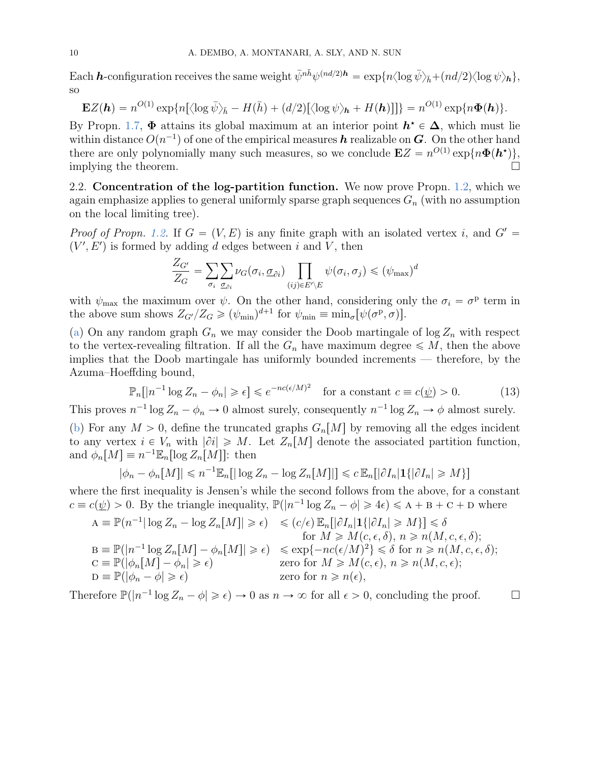Each $\boldsymbol{h}$-configuration receives the same weight $\bar{\psi}^{n\bar{h}}\psi^{(nd/2)\boldsymbol{h}} = \exp\{n\langle \log \bar{\psi}\rangle_{\bar{h}} + (nd/2)\langle \log \psi\rangle_{\boldsymbol{h}}\}$, so

$$\mathbf{E}Z(\boldsymbol{h}) = n^{O(1)} \exp\{n[\langle \log \bar{\psi}\rangle_{\bar{h}} - H(\bar{h}) + (d/2)[\langle \log \psi\rangle_{\boldsymbol{h}} + H(\boldsymbol{h})]]\} = n^{O(1)} \exp\{n\boldsymbol{\Phi}(\boldsymbol{h})\}.$$

By Propn. 1.7, $\boldsymbol{\Phi}$ attains its global maximum at an interior point $\boldsymbol{h}^\star \in \boldsymbol{\Delta}$, which must lie within distance $O(n^{-1})$ of one of the empirical measures $\boldsymbol{h}$ realizable on $\boldsymbol{G}$. On the other hand there are only polynomially many such measures, so we conclude $\mathbf{E}Z = n^{O(1)} \exp\{n\boldsymbol{\Phi}(\boldsymbol{h}^\star)\}$, implying the theorem. $\square$

## 2.2. Concentration of the log-partition function.

We now prove Propn. 1.2, which we again emphasize applies to general uniformly sparse graph sequences $G_n$ (with no assumption on the local limiting tree).

*Proof of Propn. 1.2.* If $G = (V, E)$ is any finite graph with an isolated vertex $i$, and $G' = (V', E')$ is formed by adding $d$ edges between $i$ and $V$, then

$$\frac{Z_{G'}}{Z_G} = \sum_{\sigma_i} \sum_{\underline{\sigma}_{\partial i}} \nu_G(\sigma_i, \underline{\sigma}_{\partial i}) \prod_{(ij) \in E' \setminus E} \psi(\sigma_i, \sigma_j) \leqslant (\psi_{\max})^d$$

with $\psi_{\max}$ the maximum over $\psi$. On the other hand, considering only the $\sigma_i = \sigma^{\mathrm{p}}$ term in the above sum shows $Z_{G'}/Z_G \geqslant (\psi_{\min})^{d+1}$ for $\psi_{\min} \equiv \min_\sigma [\psi(\sigma^{\mathrm{p}}, \sigma)]$.

(a) On any random graph $G_n$ we may consider the Doob martingale of $\log Z_n$ with respect to the vertex-revealing filtration. If all the $G_n$ have maximum degree $\leqslant M$, then the above implies that the Doob martingale has uniformly bounded increments — therefore, by the Azuma–Hoeffding bound,

$$\mathbb{P}_n[|n^{-1} \log Z_n - \phi_n| \geqslant \epsilon] \leqslant e^{-nc(\epsilon/M)^2} \quad \text{for a constant } c \equiv c(\underline{\psi}) > 0. \tag{13}$$

This proves $n^{-1} \log Z_n - \phi_n \to 0$ almost surely, consequently $n^{-1} \log Z_n \to \phi$ almost surely.

(b) For any $M > 0$, define the truncated graphs $G_n[M]$ by removing all the edges incident to any vertex $i \in V_n$ with $|\partial i| \geqslant M$. Let $Z_n[M]$ denote the associated partition function, and $\phi_n[M] \equiv n^{-1}\mathbb{E}_n[\log Z_n[M]]$: then

$$|\phi_n - \phi_n[M]| \leqslant n^{-1}\mathbb{E}_n[|\log Z_n - \log Z_n[M]|] \leqslant c\, \mathbb{E}_n[|\partial I_n| \mathbf{1}\{|\partial I_n| \geqslant M\}]$$

where the first inequality is Jensen's while the second follows from the above, for a constant $c \equiv c(\underline{\psi}) > 0$. By the triangle inequality, $\mathbb{P}(|n^{-1} \log Z_n - \phi| \geqslant 4\epsilon) \leqslant \mathrm{A} + \mathrm{B} + \mathrm{C} + \mathrm{D}$ where

$$\begin{aligned}
\mathrm{A} &\equiv \mathbb{P}(n^{-1}|\log Z_n - \log Z_n[M]| \geqslant \epsilon) && \leqslant (c/\epsilon)\, \mathbb{E}_n[|\partial I_n| \mathbf{1}\{|\partial I_n| \geqslant M\}] \leqslant \delta \\
& && \quad \text{for } M \geqslant M(c, \epsilon, \delta),\ n \geqslant n(M, c, \epsilon, \delta); \\
\mathrm{B} &\equiv \mathbb{P}(|n^{-1} \log Z_n[M] - \phi_n[M]| \geqslant \epsilon) && \leqslant \exp\{-nc(\epsilon/M)^2\} \leqslant \delta \text{ for } n \geqslant n(M, c, \epsilon, \delta); \\
\mathrm{C} &\equiv \mathbb{P}(|\phi_n[M] - \phi_n| \geqslant \epsilon) && \text{zero for } M \geqslant M(c, \epsilon),\ n \geqslant n(M, c, \epsilon); \\
\mathrm{D} &\equiv \mathbb{P}(|\phi_n - \phi| \geqslant \epsilon) && \text{zero for } n \geqslant n(\epsilon),
\end{aligned}$$

Therefore $\mathbb{P}(|n^{-1} \log Z_n - \phi| \geqslant \epsilon) \to 0$ as $n \to \infty$ for all $\epsilon > 0$, concluding the proof. $\square$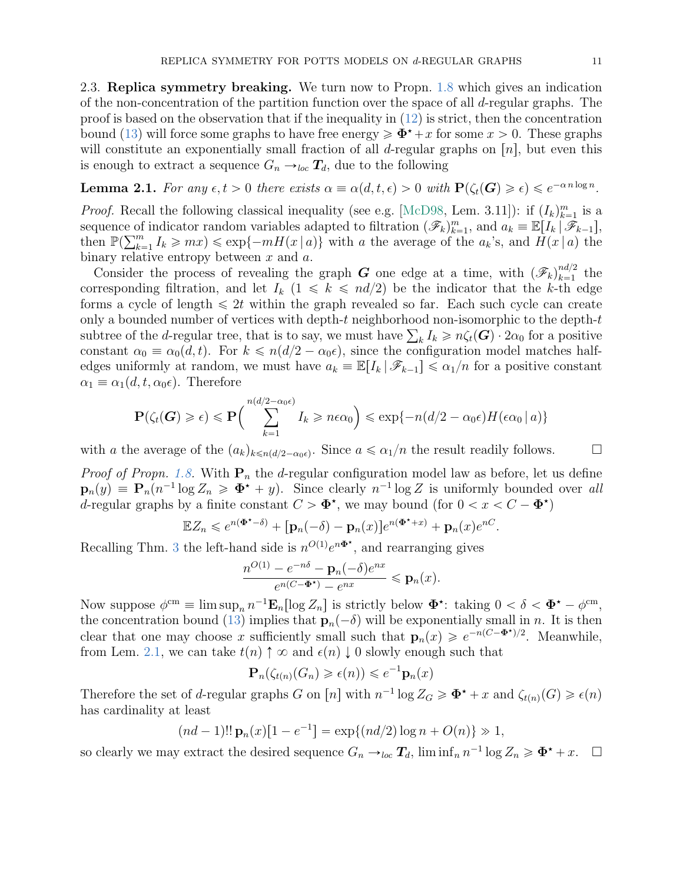2.3. **Replica symmetry breaking.** We turn now to Propn. 1.8 which gives an indication of the non-concentration of the partition function over the space of all $d$-regular graphs. The proof is based on the observation that if the inequality in (12) is strict, then the concentration bound (13) will force some graphs to have free energy $\geqslant \mathbf{\Phi}^\star + x$ for some $x > 0$. These graphs will constitute an exponentially small fraction of all $d$-regular graphs on $[n]$, but even this is enough to extract a sequence $G_n \to_{loc} \boldsymbol{T}_d$, due to the following

**Lemma 2.1.** *For any $\epsilon, t > 0$ there exists $\alpha \equiv \alpha(d,t,\epsilon) > 0$ with $\mathbf{P}(\zeta_t(\boldsymbol{G}) \geqslant \epsilon) \leqslant e^{-\alpha n \log n}$.*

*Proof.* Recall the following classical inequality (see e.g. [McD98, Lem. 3.11]): if $(I_k)_{k=1}^m$ is a sequence of indicator random variables adapted to filtration $(\mathscr{F}_k)_{k=1}^m$, and $a_k \equiv \mathbb{E}[I_k \,|\, \mathscr{F}_{k-1}]$, then $\mathbb{P}(\sum_{k=1}^m I_k \geqslant mx) \leqslant \exp\{-mH(x\,|\,a)\}$ with $a$ the average of the $a_k$'s, and $H(x\,|\,a)$ the binary relative entropy between $x$ and $a$.

Consider the process of revealing the graph $\boldsymbol{G}$ one edge at a time, with $(\mathscr{F}_k)_{k=1}^{nd/2}$ the corresponding filtration, and let $I_k$ ($1 \leqslant k \leqslant nd/2$) be the indicator that the $k$-th edge forms a cycle of length $\leqslant 2t$ within the graph revealed so far. Each such cycle can create only a bounded number of vertices with depth-$t$ neighborhood non-isomorphic to the depth-$t$ subtree of the $d$-regular tree, that is to say, we must have $\sum_k I_k \geqslant n\zeta_t(\boldsymbol{G}) \cdot 2\alpha_0$ for a positive constant $\alpha_0 \equiv \alpha_0(d,t)$. For $k \leqslant n(d/2 - \alpha_0\epsilon)$, since the configuration model matches half-edges uniformly at random, we must have $a_k \equiv \mathbb{E}[I_k \,|\, \mathscr{F}_{k-1}] \leqslant \alpha_1/n$ for a positive constant $\alpha_1 \equiv \alpha_1(d,t,\alpha_0\epsilon)$. Therefore

$$\mathbf{P}(\zeta_t(\boldsymbol{G}) \geqslant \epsilon) \leqslant \mathbf{P}\Big( \sum_{k=1}^{n(d/2-\alpha_0\epsilon)} I_k \geqslant n\epsilon\alpha_0 \Big) \leqslant \exp\{-n(d/2 - \alpha_0\epsilon) H(\epsilon\alpha_0 \,|\, a)\}$$

with $a$ the average of the $(a_k)_{k \leqslant n(d/2-\alpha_0\epsilon)}$. Since $a \leqslant \alpha_1/n$ the result readily follows. $\square$

*Proof of Propn. 1.8.* With $\mathbf{P}_n$ the $d$-regular configuration model law as before, let us define $\mathbf{p}_n(y) \equiv \mathbf{P}_n(n^{-1}\log Z_n \geqslant \mathbf{\Phi}^\star + y)$. Since clearly $n^{-1}\log Z$ is uniformly bounded over *all* $d$-regular graphs by a finite constant $C > \mathbf{\Phi}^\star$, we may bound (for $0 < x < C - \mathbf{\Phi}^\star$)

$$\mathbb{E}Z_n \leqslant e^{n(\mathbf{\Phi}^\star - \delta)} + [\mathbf{p}_n(-\delta) - \mathbf{p}_n(x)]e^{n(\mathbf{\Phi}^\star + x)} + \mathbf{p}_n(x)e^{nC}.$$

Recalling Thm. 3 the left-hand side is $n^{O(1)}e^{n\mathbf{\Phi}^\star}$, and rearranging gives

$$\frac{n^{O(1)} - e^{-n\delta} - \mathbf{p}_n(-\delta)e^{nx}}{e^{n(C-\mathbf{\Phi}^\star)} - e^{nx}} \leqslant \mathbf{p}_n(x).$$

Now suppose $\phi^{\mathrm{cm}} \equiv \limsup_n n^{-1}\mathbf{E}_n[\log Z_n]$ is strictly below $\mathbf{\Phi}^\star$: taking $0 < \delta < \mathbf{\Phi}^\star - \phi^{\mathrm{cm}}$, the concentration bound (13) implies that $\mathbf{p}_n(-\delta)$ will be exponentially small in $n$. It is then clear that one may choose $x$ sufficiently small such that $\mathbf{p}_n(x) \geqslant e^{-n(C-\mathbf{\Phi}^\star)/2}$. Meanwhile, from Lem. 2.1, we can take $t(n) \uparrow \infty$ and $\epsilon(n) \downarrow 0$ slowly enough such that

$$\mathbf{P}_n(\zeta_{t(n)}(G_n) \geqslant \epsilon(n)) \leqslant e^{-1}\mathbf{p}_n(x)$$

Therefore the set of $d$-regular graphs $G$ on $[n]$ with $n^{-1}\log Z_G \geqslant \mathbf{\Phi}^\star + x$ and $\zeta_{t(n)}(G) \geqslant \epsilon(n)$ has cardinality at least

$$(nd-1)!!\,\mathbf{p}_n(x)[1 - e^{-1}] = \exp\{(nd/2)\log n + O(n)\} \gg 1,$$

so clearly we may extract the desired sequence $G_n \to_{loc} \boldsymbol{T}_d$, $\liminf_n n^{-1}\log Z_n \geqslant \mathbf{\Phi}^\star + x$. $\square$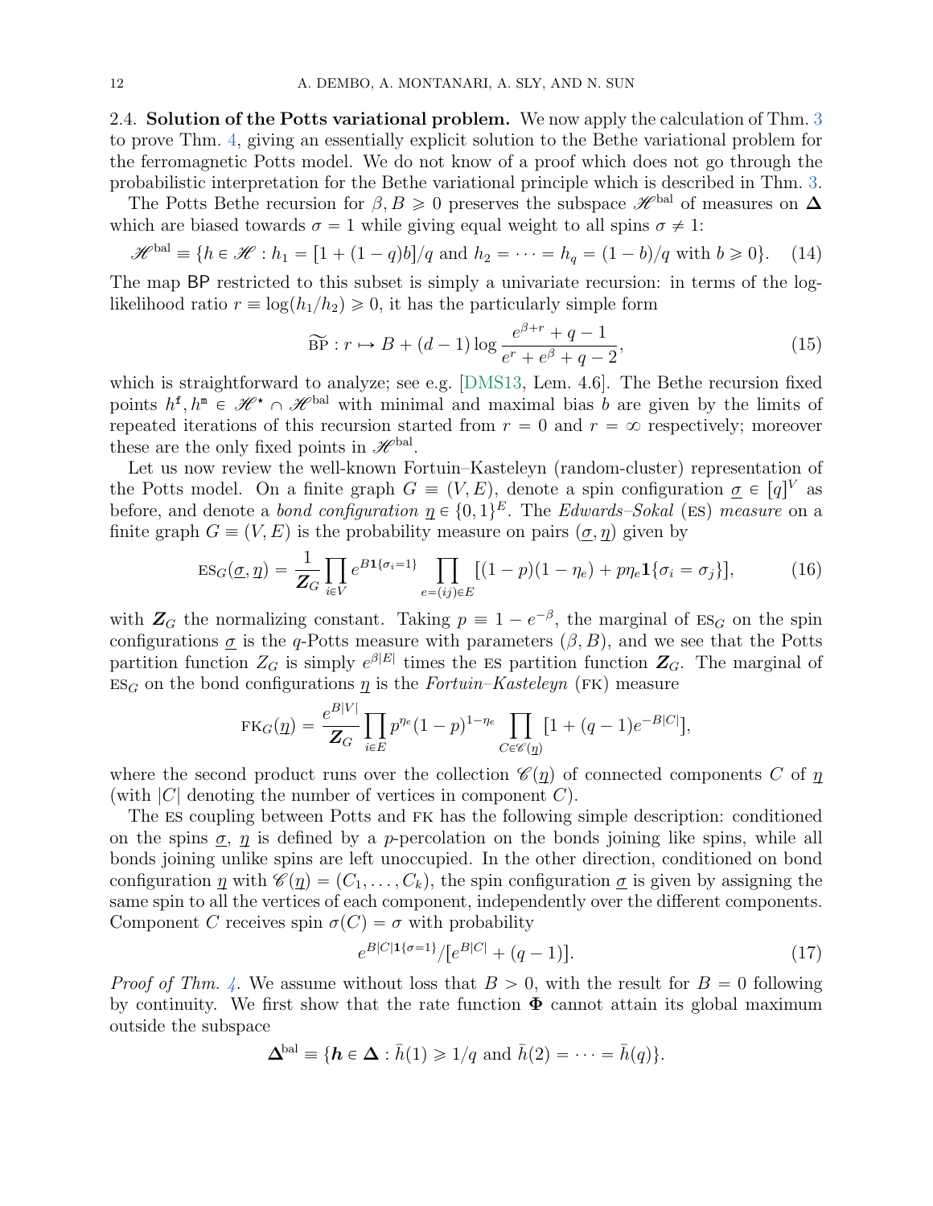2.4. **Solution of the Potts variational problem.** We now apply the calculation of Thm. 3 to prove Thm. 4, giving an essentially explicit solution to the Bethe variational problem for the ferromagnetic Potts model. We do not know of a proof which does not go through the probabilistic interpretation for the Bethe variational principle which is described in Thm. 3.

The Potts Bethe recursion for $\beta, B \geqslant 0$ preserves the subspace $\mathscr{H}^{\text{bal}}$ of measures on $\mathbf{\Delta}$ which are biased towards $\sigma = 1$ while giving equal weight to all spins $\sigma \neq 1$:

$$\mathscr{H}^{\text{bal}} \equiv \{h \in \mathscr{H} : h_1 = [1 + (1-q)b]/q \text{ and } h_2 = \cdots = h_q = (1-b)/q \text{ with } b \geqslant 0\}. \quad (14)$$

The map $\mathsf{BP}$ restricted to this subset is simply a univariate recursion: in terms of the log-likelihood ratio $r \equiv \log(h_1/h_2) \geqslant 0$, it has the particularly simple form

$$\widetilde{\text{BP}} : r \mapsto B + (d-1) \log \frac{e^{\beta + r} + q - 1}{e^r + e^\beta + q - 2}, \quad (15)$$

which is straightforward to analyze; see e.g. [DMS13, Lem. 4.6]. The Bethe recursion fixed points $h^{\mathtt{f}}, h^{\mathtt{m}} \in \mathscr{H}^\star \cap \mathscr{H}^{\text{bal}}$ with minimal and maximal bias $b$ are given by the limits of repeated iterations of this recursion started from $r = 0$ and $r = \infty$ respectively; moreover these are the only fixed points in $\mathscr{H}^{\text{bal}}$.

Let us now review the well-known Fortuin–Kasteleyn (random-cluster) representation of the Potts model. On a finite graph $G \equiv (V, E)$, denote a spin configuration $\underline{\sigma} \in [q]^V$ as before, and denote a *bond configuration* $\underline{\eta} \in \{0,1\}^E$. The *Edwards–Sokal* (ES) *measure* on a finite graph $G \equiv (V, E)$ is the probability measure on pairs $(\underline{\sigma}, \underline{\eta})$ given by

$$\text{ES}_G(\underline{\sigma}, \underline{\eta}) = \frac{1}{\boldsymbol{Z}_G} \prod_{i \in V} e^{B \mathbf{1}\{\sigma_i = 1\}} \prod_{e = (ij) \in E} [(1-p)(1-\eta_e) + p\eta_e \mathbf{1}\{\sigma_i = \sigma_j\}], \quad (16)$$

with $\boldsymbol{Z}_G$ the normalizing constant. Taking $p \equiv 1 - e^{-\beta}$, the marginal of $\text{ES}_G$ on the spin configurations $\underline{\sigma}$ is the $q$-Potts measure with parameters $(\beta, B)$, and we see that the Potts partition function $Z_G$ is simply $e^{\beta|E|}$ times the ES partition function $\boldsymbol{Z}_G$. The marginal of $\text{ES}_G$ on the bond configurations $\underline{\eta}$ is the *Fortuin–Kasteleyn* (FK) measure

$$\text{FK}_G(\underline{\eta}) = \frac{e^{B|V|}}{\boldsymbol{Z}_G} \prod_{i \in E} p^{\eta_e} (1-p)^{1-\eta_e} \prod_{C \in \mathscr{C}(\underline{\eta})} [1 + (q-1)e^{-B|C|}],$$

where the second product runs over the collection $\mathscr{C}(\underline{\eta})$ of connected components $C$ of $\underline{\eta}$ (with $|C|$ denoting the number of vertices in component $C$).

The ES coupling between Potts and FK has the following simple description: conditioned on the spins $\underline{\sigma}$, $\underline{\eta}$ is defined by a $p$-percolation on the bonds joining like spins, while all bonds joining unlike spins are left unoccupied. In the other direction, conditioned on bond configuration $\underline{\eta}$ with $\mathscr{C}(\underline{\eta}) = (C_1, \ldots, C_k)$, the spin configuration $\underline{\sigma}$ is given by assigning the same spin to all the vertices of each component, independently over the different components. Component $C$ receives spin $\sigma(C) = \sigma$ with probability

$$e^{B|C|\mathbf{1}\{\sigma = 1\}} / [e^{B|C|} + (q-1)]. \quad (17)$$

*Proof of Thm. 4.* We assume without loss that $B > 0$, with the result for $B = 0$ following by continuity. We first show that the rate function $\mathbf{\Phi}$ cannot attain its global maximum outside the subspace

$$\mathbf{\Delta}^{\text{bal}} \equiv \{\boldsymbol{h} \in \mathbf{\Delta} : \bar{h}(1) \geqslant 1/q \text{ and } \bar{h}(2) = \cdots = \bar{h}(q)\}.$$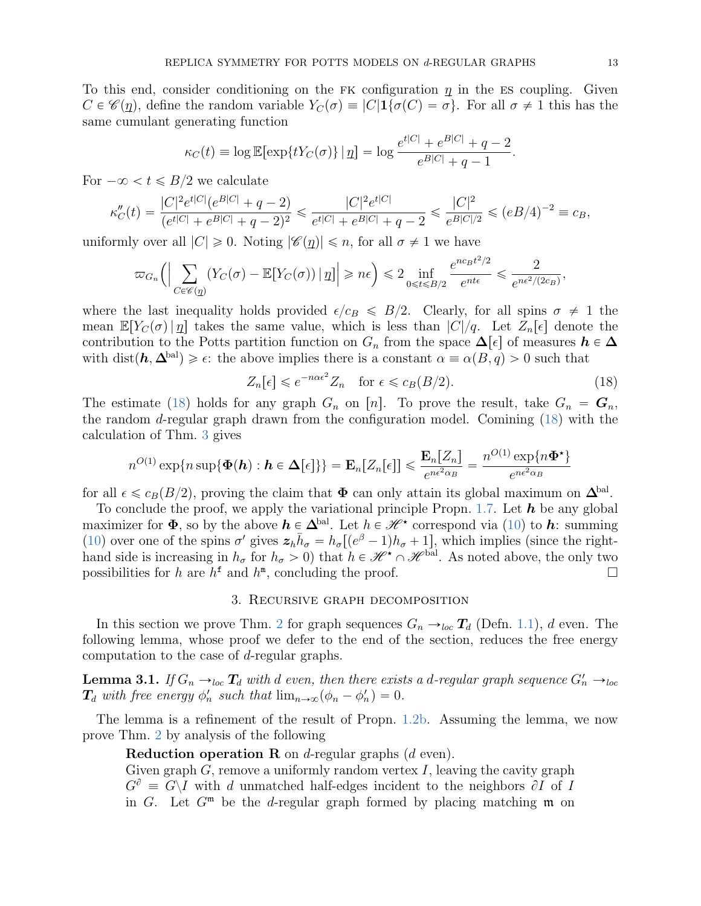To this end, consider conditioning on the FK configuration $\underline{\eta}$ in the ES coupling. Given $C \in \mathscr{C}(\underline{\eta})$, define the random variable $Y_C(\sigma) \equiv |C|\mathbf{1}\{\sigma(C) = \sigma\}$. For all $\sigma \neq 1$ this has the same cumulant generating function

$$\kappa_C(t) \equiv \log \mathbb{E}[\exp\{tY_C(\sigma)\} \,|\, \underline{\eta}] = \log \frac{e^{t|C|} + e^{B|C|} + q - 2}{e^{B|C|} + q - 1}.$$

For $-\infty < t \leqslant B/2$ we calculate

$$\kappa''_C(t) = \frac{|C|^2 e^{t|C|}(e^{B|C|} + q - 2)}{(e^{t|C|} + e^{B|C|} + q - 2)^2} \leqslant \frac{|C|^2 e^{t|C|}}{e^{t|C|} + e^{B|C|} + q - 2} \leqslant \frac{|C|^2}{e^{B|C|/2}} \leqslant (eB/4)^{-2} \equiv c_B,$$

uniformly over all $|C| \geqslant 0$. Noting $|\mathscr{C}(\underline{\eta})| \leqslant n$, for all $\sigma \neq 1$ we have

$$\varpi_{G_n}\Big(\Big|\sum_{C \in \mathscr{C}(\underline{\eta})} (Y_C(\sigma) - \mathbb{E}[Y_C(\sigma)) \,|\, \underline{\eta}]\Big| \geqslant n\epsilon\Big) \leqslant 2 \inf_{0 \leqslant t \leqslant B/2} \frac{e^{nc_B t^2/2}}{e^{nt\epsilon}} \leqslant \frac{2}{e^{n\epsilon^2/(2c_B)}},$$

where the last inequality holds provided $\epsilon/c_B \leqslant B/2$. Clearly, for all spins $\sigma \neq 1$ the mean $\mathbb{E}[Y_C(\sigma) \,|\, \underline{\eta}]$ takes the same value, which is less than $|C|/q$. Let $Z_n[\epsilon]$ denote the contribution to the Potts partition function on $G_n$ from the space $\mathbf{\Delta}[\epsilon]$ of measures $\boldsymbol{h} \in \mathbf{\Delta}$ with $\mathrm{dist}(\boldsymbol{h}, \mathbf{\Delta}^{\mathrm{bal}}) \geqslant \epsilon$: the above implies there is a constant $\alpha \equiv \alpha(B, q) > 0$ such that

$$Z_n[\epsilon] \leqslant e^{-n\alpha\epsilon^2} Z_n \quad \text{for } \epsilon \leqslant c_B(B/2). \tag{18}$$

The estimate (18) holds for any graph $G_n$ on $[n]$. To prove the result, take $G_n = \boldsymbol{G}_n$, the random $d$-regular graph drawn from the configuration model. Comining (18) with the calculation of Thm. 3 gives

$$n^{O(1)} \exp\{n \sup\{\mathbf{\Phi}(\boldsymbol{h}) : \boldsymbol{h} \in \mathbf{\Delta}[\epsilon]\}\} = \mathbf{E}_n[Z_n[\epsilon]] \leqslant \frac{\mathbf{E}_n[Z_n]}{e^{n\epsilon^2\alpha_B}} = \frac{n^{O(1)} \exp\{n\mathbf{\Phi}^\star\}}{e^{n\epsilon^2\alpha_B}}$$

for all $\epsilon \leqslant c_B(B/2)$, proving the claim that $\mathbf{\Phi}$ can only attain its global maximum on $\mathbf{\Delta}^{\mathrm{bal}}$.

To conclude the proof, we apply the variational principle Propn. 1.7. Let $\boldsymbol{h}$ be any global maximizer for $\mathbf{\Phi}$, so by the above $\boldsymbol{h} \in \mathbf{\Delta}^{\mathrm{bal}}$. Let $h \in \mathscr{H}^\star$ correspond via (10) to $\boldsymbol{h}$: summing (10) over one of the spins $\sigma'$ gives $\boldsymbol{z}_h \bar{h}_\sigma = h_\sigma[(e^\beta - 1)h_\sigma + 1]$, which implies (since the right-hand side is increasing in $h_\sigma$ for $h_\sigma > 0$) that $h \in \mathscr{H}^\star \cap \mathscr{H}^{\mathrm{bal}}$. As noted above, the only two possibilities for $h$ are $h^{\mathtt{f}}$ and $h^{\mathtt{m}}$, concluding the proof. □

## 3. Recursive graph decomposition

In this section we prove Thm. 2 for graph sequences $G_n \to_{loc} \boldsymbol{T}_d$ (Defn. 1.1), $d$ even. The following lemma, whose proof we defer to the end of the section, reduces the free energy computation to the case of $d$-regular graphs.

**Lemma 3.1.** *If $G_n \to_{loc} \boldsymbol{T}_d$ with $d$ even, then there exists a $d$-regular graph sequence $G'_n \to_{loc} \boldsymbol{T}_d$ with free energy $\phi'_n$ such that $\lim_{n\to\infty}(\phi_n - \phi'_n) = 0$.*

The lemma is a refinement of the result of Propn. 1.2b. Assuming the lemma, we now prove Thm. 2 by analysis of the following

**Reduction operation R** on $d$-regular graphs ($d$ even).
Given graph $G$, remove a uniformly random vertex $I$, leaving the cavity graph $G^\partial \equiv G\backslash I$ with $d$ unmatched half-edges incident to the neighbors $\partial I$ of $I$ in $G$. Let $G^{\mathfrak{m}}$ be the $d$-regular graph formed by placing matching $\mathfrak{m}$ on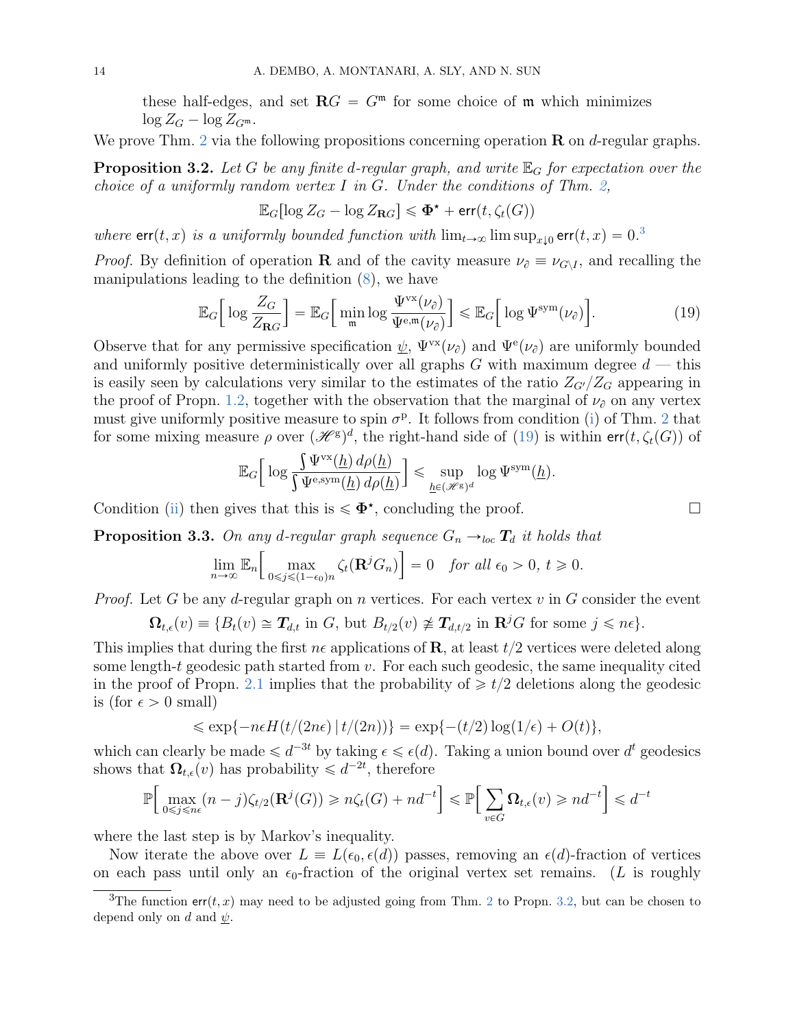these half-edges, and set $\mathbf{R}G = G^{\mathfrak{m}}$ for some choice of $\mathfrak{m}$ which minimizes $\log Z_G - \log Z_{G^{\mathfrak{m}}}$.

We prove Thm. 2 via the following propositions concerning operation $\mathbf{R}$ on $d$-regular graphs.

**Proposition 3.2.** *Let $G$ be any finite $d$-regular graph, and write $\mathbb{E}_G$ for expectation over the choice of a uniformly random vertex $I$ in $G$. Under the conditions of Thm. 2,*

$$\mathbb{E}_G[\log Z_G - \log Z_{\mathbf{R}G}] \leqslant \mathbf{\Phi}^\star + \mathsf{err}(t, \zeta_t(G))$$

*where $\mathsf{err}(t,x)$ is a uniformly bounded function with $\lim_{t\to\infty} \limsup_{x\downarrow 0} \mathsf{err}(t,x) = 0$.*[3]

*Proof.* By definition of operation $\mathbf{R}$ and of the cavity measure $\nu_\partial \equiv \nu_{G\setminus I}$, and recalling the manipulations leading to the definition (8), we have

$$\mathbb{E}_G\Big[\log \frac{Z_G}{Z_{\mathbf{R}G}}\Big] = \mathbb{E}_G\Big[\min_{\mathfrak{m}} \log \frac{\Psi^{\mathrm{vx}}(\nu_\partial)}{\Psi^{\mathrm{e},\mathfrak{m}}(\nu_\partial)}\Big] \leqslant \mathbb{E}_G\Big[\log \Psi^{\mathrm{sym}}(\nu_\partial)\Big]. \tag{19}$$

Observe that for any permissive specification $\underline{\psi}$, $\Psi^{\mathrm{vx}}(\nu_\partial)$ and $\Psi^{\mathrm{e}}(\nu_\partial)$ are uniformly bounded and uniformly positive deterministically over all graphs $G$ with maximum degree $d$ — this is easily seen by calculations very similar to the estimates of the ratio $Z_{G'}/Z_G$ appearing in the proof of Propn. 1.2, together with the observation that the marginal of $\nu_\partial$ on any vertex must give uniformly positive measure to spin $\sigma^{\mathrm{p}}$. It follows from condition (i) of Thm. 2 that for some mixing measure $\rho$ over $(\mathscr{H}^{\mathrm{g}})^d$, the right-hand side of (19) is within $\mathsf{err}(t,\zeta_t(G))$ of

$$\mathbb{E}_G\Big[\log \frac{\int \Psi^{\mathrm{vx}}(\underline{h})\, d\rho(\underline{h})}{\int \Psi^{\mathrm{e,sym}}(\underline{h})\, d\rho(\underline{h})}\Big] \leqslant \sup_{\underline{h}\in(\mathscr{H}^{\mathrm{g}})^d} \log \Psi^{\mathrm{sym}}(\underline{h}).$$

Condition (ii) then gives that this is $\leqslant \mathbf{\Phi}^\star$, concluding the proof. $\square$

**Proposition 3.3.** *On any $d$-regular graph sequence $G_n \to_{loc} \boldsymbol{T}_d$ it holds that*

$$\lim_{n\to\infty} \mathbb{E}_n\Big[\max_{0\leqslant j\leqslant(1-\epsilon_0)n} \zeta_t(\mathbf{R}^j G_n)\Big] = 0 \quad \text{for all } \epsilon_0 > 0,\ t \geqslant 0.$$

*Proof.* Let $G$ be any $d$-regular graph on $n$ vertices. For each vertex $v$ in $G$ consider the event

$$\mathbf{\Omega}_{t,\epsilon}(v) \equiv \{B_t(v) \cong \boldsymbol{T}_{d,t} \text{ in } G, \text{ but } B_{t/2}(v) \ncong \boldsymbol{T}_{d,t/2} \text{ in } \mathbf{R}^j G \text{ for some } j \leqslant n\epsilon\}.$$

This implies that during the first $n\epsilon$ applications of $\mathbf{R}$, at least $t/2$ vertices were deleted along some length-$t$ geodesic path started from $v$. For each such geodesic, the same inequality cited in the proof of Propn. 2.1 implies that the probability of $\geqslant t/2$ deletions along the geodesic is (for $\epsilon > 0$ small)

$$\leqslant \exp\{-n\epsilon H(t/(2n\epsilon)\,|\,t/(2n))\} = \exp\{-(t/2)\log(1/\epsilon) + O(t)\},$$

which can clearly be made $\leqslant d^{-3t}$ by taking $\epsilon \leqslant \epsilon(d)$. Taking a union bound over $d^t$ geodesics shows that $\mathbf{\Omega}_{t,\epsilon}(v)$ has probability $\leqslant d^{-2t}$, therefore

$$\mathbb{P}\Big[\max_{0\leqslant j\leqslant n\epsilon} (n-j)\zeta_{t/2}(\mathbf{R}^j(G)) \geqslant n\zeta_t(G) + nd^{-t}\Big] \leqslant \mathbb{P}\Big[\sum_{v\in G} \mathbf{\Omega}_{t,\epsilon}(v) \geqslant nd^{-t}\Big] \leqslant d^{-t}$$

where the last step is by Markov's inequality.

Now iterate the above over $L \equiv L(\epsilon_0, \epsilon(d))$ passes, removing an $\epsilon(d)$-fraction of vertices on each pass until only an $\epsilon_0$-fraction of the original vertex set remains. ($L$ is roughly

[3] The function $\mathsf{err}(t,x)$ may need to be adjusted going from Thm. 2 to Propn. 3.2, but can be chosen to depend only on $d$ and $\underline{\psi}$.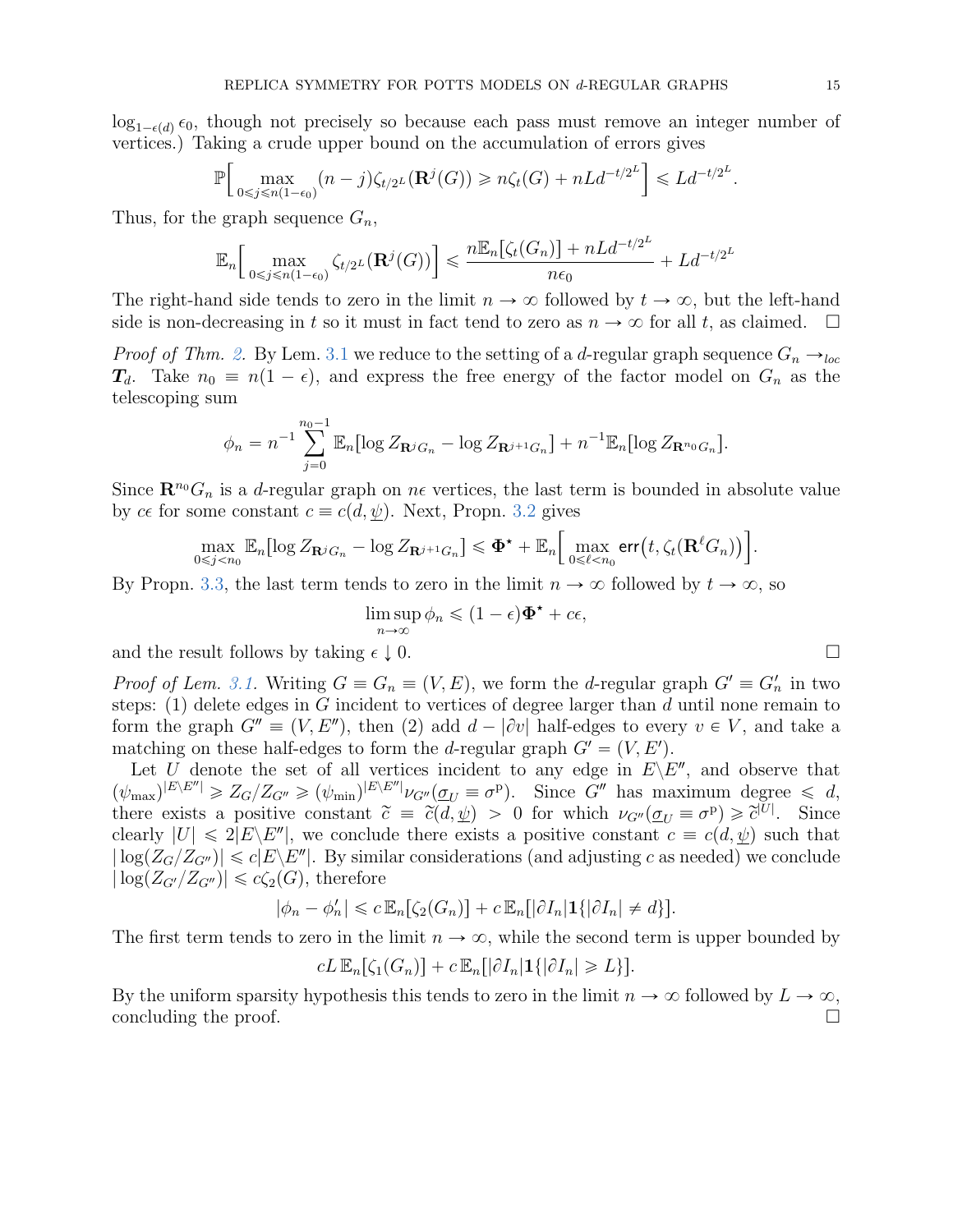$\log_{1-\epsilon(d)} \epsilon_0$, though not precisely so because each pass must remove an integer number of vertices.) Taking a crude upper bound on the accumulation of errors gives

$$\mathbb{P}\Big[\max_{0\leqslant j\leqslant n(1-\epsilon_0)} (n-j)\zeta_{t/2^L}(\mathbf{R}^j(G)) \geqslant n\zeta_t(G) + nLd^{-t/2^L}\Big] \leqslant Ld^{-t/2^L}.$$

Thus, for the graph sequence $G_n$,

$$\mathbb{E}_n\Big[\max_{0\leqslant j\leqslant n(1-\epsilon_0)} \zeta_{t/2^L}(\mathbf{R}^j(G))\Big] \leqslant \frac{n\mathbb{E}_n[\zeta_t(G_n)] + nLd^{-t/2^L}}{n\epsilon_0} + Ld^{-t/2^L}$$

The right-hand side tends to zero in the limit $n \to \infty$ followed by $t \to \infty$, but the left-hand side is non-decreasing in $t$ so it must in fact tend to zero as $n \to \infty$ for all $t$, as claimed. $\square$

*Proof of Thm. 2.* By Lem. 3.1 we reduce to the setting of a $d$-regular graph sequence $G_n \to_{loc} \boldsymbol{T}_d$. Take $n_0 \equiv n(1-\epsilon)$, and express the free energy of the factor model on $G_n$ as the telescoping sum

$$\phi_n = n^{-1} \sum_{j=0}^{n_0-1} \mathbb{E}_n[\log Z_{\mathbf{R}^j G_n} - \log Z_{\mathbf{R}^{j+1} G_n}] + n^{-1}\mathbb{E}_n[\log Z_{\mathbf{R}^{n_0} G_n}].$$

Since $\mathbf{R}^{n_0} G_n$ is a $d$-regular graph on $n\epsilon$ vertices, the last term is bounded in absolute value by $c\epsilon$ for some constant $c \equiv c(d, \underline{\psi})$. Next, Propn. 3.2 gives

$$\max_{0\leqslant j<n_0} \mathbb{E}_n[\log Z_{\mathbf{R}^j G_n} - \log Z_{\mathbf{R}^{j+1} G_n}] \leqslant \mathbf{\Phi}^\star + \mathbb{E}_n\Big[\max_{0\leqslant \ell<n_0} \mathsf{err}\big(t, \zeta_t(\mathbf{R}^\ell G_n)\big)\Big].$$

By Propn. 3.3, the last term tends to zero in the limit $n \to \infty$ followed by $t \to \infty$, so

$$\limsup_{n\to\infty} \phi_n \leqslant (1-\epsilon)\mathbf{\Phi}^\star + c\epsilon,$$

and the result follows by taking $\epsilon \downarrow 0$. $\square$

*Proof of Lem. 3.1.* Writing $G \equiv G_n \equiv (V, E)$, we form the $d$-regular graph $G' \equiv G'_n$ in two steps: (1) delete edges in $G$ incident to vertices of degree larger than $d$ until none remain to form the graph $G'' \equiv (V, E'')$, then (2) add $d - |\partial v|$ half-edges to every $v \in V$, and take a matching on these half-edges to form the $d$-regular graph $G' = (V, E')$.

Let $U$ denote the set of all vertices incident to any edge in $E\backslash E''$, and observe that $(\psi_{\max})^{|E\backslash E''|} \geqslant Z_G/Z_{G''} \geqslant (\psi_{\min})^{|E\backslash E''|}\nu_{G''}(\underline{\sigma}_U \equiv \sigma^{\mathrm{p}})$. Since $G''$ has maximum degree $\leqslant d$, there exists a positive constant $\tilde{c} \equiv \tilde{c}(d, \underline{\psi}) > 0$ for which $\nu_{G''}(\underline{\sigma}_U \equiv \sigma^{\mathrm{p}}) \geqslant \tilde{c}^{|U|}$. Since clearly $|U| \leqslant 2|E\backslash E''|$, we conclude there exists a positive constant $c \equiv c(d, \underline{\psi})$ such that $|\log(Z_G/Z_{G''})| \leqslant c|E\backslash E''|$. By similar considerations (and adjusting $c$ as needed) we conclude $|\log(Z_{G'}/Z_{G''})| \leqslant c\zeta_2(G)$, therefore

$$|\phi_n - \phi'_n| \leqslant c\,\mathbb{E}_n[\zeta_2(G_n)] + c\,\mathbb{E}_n[|\partial I_n|\mathbf{1}\{|\partial I_n| \neq d\}].$$

The first term tends to zero in the limit $n \to \infty$, while the second term is upper bounded by

$$cL\,\mathbb{E}_n[\zeta_1(G_n)] + c\,\mathbb{E}_n[|\partial I_n|\mathbf{1}\{|\partial I_n| \geqslant L\}].$$

By the uniform sparsity hypothesis this tends to zero in the limit $n \to \infty$ followed by $L \to \infty$, concluding the proof. $\square$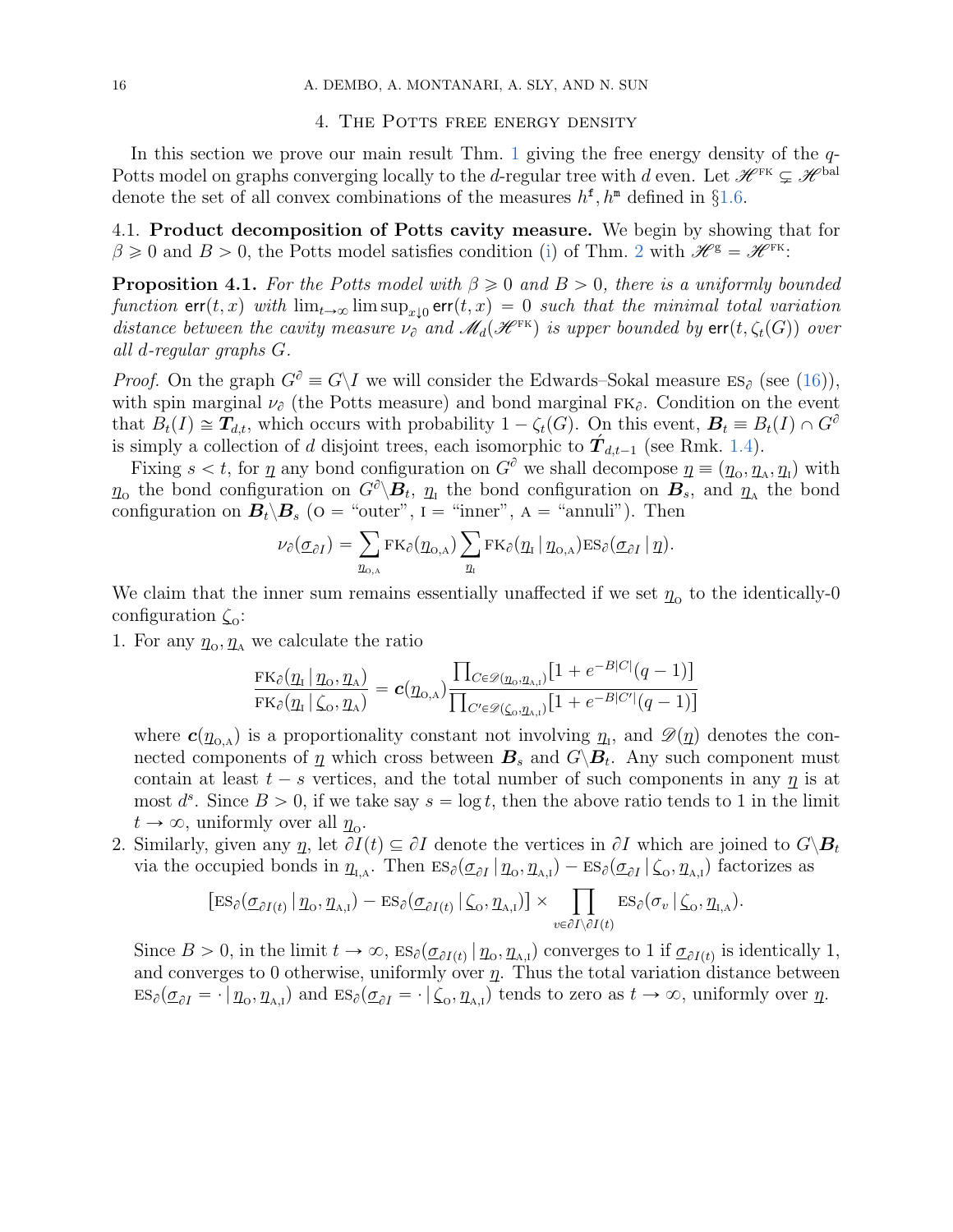## 4. The Potts free energy density

In this section we prove our main result Thm. 1 giving the free energy density of the $q$-Potts model on graphs converging locally to the $d$-regular tree with $d$ even. Let $\mathscr{H}^{\rm FK} \subsetneq \mathscr{H}^{\rm bal}$ denote the set of all convex combinations of the measures $h^{\tt f}, h^{\tt m}$ defined in §1.6.

### 4.1. Product decomposition of Potts cavity measure.

We begin by showing that for $\beta \geqslant 0$ and $B > 0$, the Potts model satisfies condition (i) of Thm. 2 with $\mathscr{H}^{\rm g} = \mathscr{H}^{\rm FK}$:

**Proposition 4.1.** *For the Potts model with $\beta \geqslant 0$ and $B > 0$, there is a uniformly bounded function $\mathsf{err}(t, x)$ with $\lim_{t\to\infty} \limsup_{x\downarrow 0} \mathsf{err}(t, x) = 0$ such that the minimal total variation distance between the cavity measure $\nu_\partial$ and $\mathscr{M}_d(\mathscr{H}^{\rm FK})$ is upper bounded by $\mathsf{err}(t, \zeta_t(G))$ over all $d$-regular graphs $G$.*

*Proof.* On the graph $G^\partial \equiv G \backslash I$ we will consider the Edwards–Sokal measure $\mathrm{ES}_\partial$ (see (16)), with spin marginal $\nu_\partial$ (the Potts measure) and bond marginal $\mathrm{FK}_\partial$. Condition on the event that $B_t(I) \cong \boldsymbol{T}_{d,t}$, which occurs with probability $1 - \zeta_t(G)$. On this event, $\boldsymbol{B}_t \equiv B_t(I) \cap G^\partial$ is simply a collection of $d$ disjoint trees, each isomorphic to $\acute{\boldsymbol{T}}_{d,t-1}$ (see Rmk. 1.4).

Fixing $s < t$, for $\underline{\eta}$ any bond configuration on $G^\partial$ we shall decompose $\underline{\eta} \equiv (\underline{\eta}_{\rm O}, \underline{\eta}_{\rm A}, \underline{\eta}_{\rm I})$ with $\underline{\eta}_{\rm O}$ the bond configuration on $G^\partial \backslash \boldsymbol{B}_t$, $\underline{\eta}_{\rm I}$ the bond configuration on $\boldsymbol{B}_s$, and $\underline{\eta}_{\rm A}$ the bond configuration on $\boldsymbol{B}_t \backslash \boldsymbol{B}_s$ (O = "outer", I = "inner", A = "annuli"). Then

$$\nu_\partial(\underline{\sigma}_{\partial I}) = \sum_{\underline{\eta}_{\rm O,A}} \mathrm{FK}_\partial(\underline{\eta}_{\rm O,A}) \sum_{\underline{\eta}_{\rm I}} \mathrm{FK}_\partial(\underline{\eta}_{\rm I} \,|\, \underline{\eta}_{\rm O,A}) \mathrm{ES}_\partial(\underline{\sigma}_{\partial I} \,|\, \underline{\eta}).$$

We claim that the inner sum remains essentially unaffected if we set $\underline{\eta}_{\rm O}$ to the identically-0 configuration $\zeta_{\rm O}$:

1. For any $\underline{\eta}_{\rm O}, \underline{\eta}_{\rm A}$ we calculate the ratio

$$\frac{\mathrm{FK}_\partial(\underline{\eta}_{\rm I} \,|\, \underline{\eta}_{\rm O}, \underline{\eta}_{\rm A})}{\mathrm{FK}_\partial(\underline{\eta}_{\rm I} \,|\, \zeta_{\rm O}, \underline{\eta}_{\rm A})} = \boldsymbol{c}(\underline{\eta}_{\rm O,A}) \frac{\prod_{C \in \mathscr{D}(\underline{\eta}_{\rm O}, \underline{\eta}_{\rm A,I})} [1 + e^{-B|C|}(q-1)]}{\prod_{C' \in \mathscr{D}(\zeta_{\rm O}, \underline{\eta}_{\rm A,I})} [1 + e^{-B|C'|}(q-1)]}$$

   where $\boldsymbol{c}(\underline{\eta}_{\rm O,A})$ is a proportionality constant not involving $\underline{\eta}_{\rm I}$, and $\mathscr{D}(\underline{\eta})$ denotes the connected components of $\underline{\eta}$ which cross between $\boldsymbol{B}_s$ and $G \backslash \boldsymbol{B}_t$. Any such component must contain at least $t - s$ vertices, and the total number of such components in any $\underline{\eta}$ is at most $d^s$. Since $B > 0$, if we take say $s = \log t$, then the above ratio tends to 1 in the limit $t \to \infty$, uniformly over all $\underline{\eta}_{\rm O}$.
2. Similarly, given any $\underline{\eta}$, let $\partial I(t) \subseteq \partial I$ denote the vertices in $\partial I$ which are joined to $G \backslash \boldsymbol{B}_t$ via the occupied bonds in $\underline{\eta}_{\rm I,A}$. Then $\mathrm{ES}_\partial(\underline{\sigma}_{\partial I} \,|\, \underline{\eta}_{\rm O}, \underline{\eta}_{\rm A,I}) - \mathrm{ES}_\partial(\underline{\sigma}_{\partial I} \,|\, \zeta_{\rm O}, \underline{\eta}_{\rm A,I})$ factorizes as

$$[\mathrm{ES}_\partial(\underline{\sigma}_{\partial I(t)} \,|\, \underline{\eta}_{\rm O}, \underline{\eta}_{\rm A,I}) - \mathrm{ES}_\partial(\underline{\sigma}_{\partial I(t)} \,|\, \zeta_{\rm O}, \underline{\eta}_{\rm A,I})] \times \prod_{v \in \partial I \backslash \partial I(t)} \mathrm{ES}_\partial(\sigma_v \,|\, \zeta_{\rm O}, \underline{\eta}_{\rm I,A}).$$

   Since $B > 0$, in the limit $t \to \infty$, $\mathrm{ES}_\partial(\underline{\sigma}_{\partial I(t)} \,|\, \underline{\eta}_{\rm O}, \underline{\eta}_{\rm A,I})$ converges to 1 if $\underline{\sigma}_{\partial I(t)}$ is identically 1, and converges to 0 otherwise, uniformly over $\underline{\eta}$. Thus the total variation distance between $\mathrm{ES}_\partial(\underline{\sigma}_{\partial I} = \cdot \,|\, \underline{\eta}_{\rm O}, \underline{\eta}_{\rm A,I})$ and $\mathrm{ES}_\partial(\underline{\sigma}_{\partial I} = \cdot \,|\, \zeta_{\rm O}, \underline{\eta}_{\rm A,I})$ tends to zero as $t \to \infty$, uniformly over $\underline{\eta}$.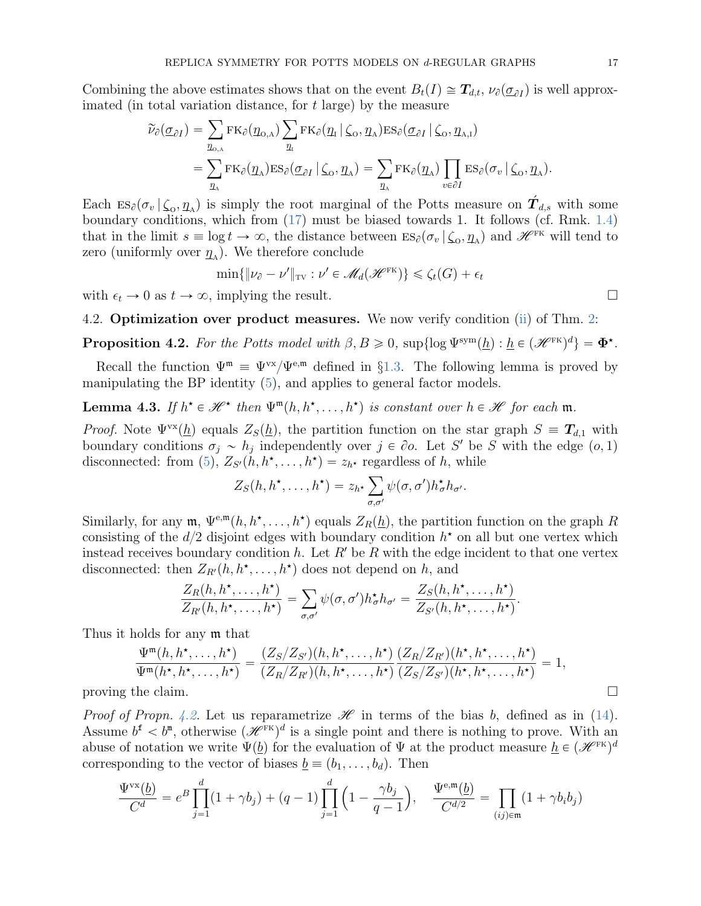Combining the above estimates shows that on the event $B_t(I) \cong \boldsymbol{T}_{d,t}$, $\nu_\partial(\underline{\sigma}_{\partial I})$ is well approximated (in total variation distance, for $t$ large) by the measure

$$
\begin{aligned}
\tilde{\nu}_\partial(\underline{\sigma}_{\partial I}) &= \sum_{\underline{\eta}_{\mathrm{O,A}}} \mathrm{FK}_\partial(\underline{\eta}_{\mathrm{O,A}}) \sum_{\underline{\eta}_{\mathrm{I}}} \mathrm{FK}_\partial(\underline{\eta}_{\mathrm{I}} \,|\, \underline{\zeta}_{\mathrm{O}}, \underline{\eta}_{\mathrm{A}}) \mathrm{ES}_\partial(\underline{\sigma}_{\partial I} \,|\, \underline{\zeta}_{\mathrm{O}}, \underline{\eta}_{\mathrm{A,I}}) \\
&= \sum_{\underline{\eta}_{\mathrm{A}}} \mathrm{FK}_\partial(\underline{\eta}_{\mathrm{A}}) \mathrm{ES}_\partial(\underline{\sigma}_{\partial I} \,|\, \underline{\zeta}_{\mathrm{O}}, \underline{\eta}_{\mathrm{A}}) = \sum_{\underline{\eta}_{\mathrm{A}}} \mathrm{FK}_\partial(\underline{\eta}_{\mathrm{A}}) \prod_{v \in \partial I} \mathrm{ES}_\partial(\sigma_v \,|\, \underline{\zeta}_{\mathrm{O}}, \underline{\eta}_{\mathrm{A}}).
\end{aligned}
$$

Each $\mathrm{ES}_\partial(\sigma_v \,|\, \underline{\zeta}_{\mathrm{O}}, \underline{\eta}_{\mathrm{A}})$ is simply the root marginal of the Potts measure on $\acute{\boldsymbol{T}}_{d,s}$ with some boundary conditions, which from (17) must be biased towards 1. It follows (cf. Rmk. 1.4) that in the limit $s \equiv \log t \to \infty$, the distance between $\mathrm{ES}_\partial(\sigma_v \,|\, \underline{\zeta}_{\mathrm{O}}, \underline{\eta}_{\mathrm{A}})$ and $\mathscr{H}^{\mathrm{FK}}$ will tend to zero (uniformly over $\underline{\eta}_{\mathrm{A}}$). We therefore conclude

$$
\min\{\|\nu_\partial - \nu'\|_{\mathrm{TV}} : \nu' \in \mathscr{M}_d(\mathscr{H}^{\mathrm{FK}})\} \leqslant \zeta_t(G) + \epsilon_t
$$

with $\epsilon_t \to 0$ as $t \to \infty$, implying the result. ☐

## 4.2. Optimization over product measures.

We now verify condition (ii) of Thm. 2:

**Proposition 4.2.** *For the Potts model with $\beta, B \geqslant 0$, $\sup\{\log \Psi^{\mathrm{sym}}(\underline{h}) : \underline{h} \in (\mathscr{H}^{\mathrm{FK}})^d\} = \boldsymbol{\Phi}^\star$.*

Recall the function $\Psi^{\mathfrak{m}} \equiv \Psi^{\mathrm{vx}}/\Psi^{\mathrm{e},\mathfrak{m}}$ defined in §1.3. The following lemma is proved by manipulating the BP identity (5), and applies to general factor models.

**Lemma 4.3.** *If $h^\star \in \mathscr{H}^\star$ then $\Psi^{\mathfrak{m}}(h, h^\star, \ldots, h^\star)$ is constant over $h \in \mathscr{H}$ for each $\mathfrak{m}$.*

*Proof.* Note $\Psi^{\mathrm{vx}}(\underline{h})$ equals $Z_S(\underline{h})$, the partition function on the star graph $S \equiv \boldsymbol{T}_{d,1}$ with boundary conditions $\sigma_j \sim h_j$ independently over $j \in \partial o$. Let $S'$ be $S$ with the edge $(o,1)$ disconnected: from (5), $Z_{S'}(h, h^\star, \ldots, h^\star) = z_{h^\star}$ regardless of $h$, while

$$
Z_S(h, h^\star, \ldots, h^\star) = z_{h^\star} \sum_{\sigma, \sigma'} \psi(\sigma, \sigma') h^\star_\sigma h_{\sigma'}.
$$

Similarly, for any $\mathfrak{m}$, $\Psi^{\mathrm{e},\mathfrak{m}}(h, h^\star, \ldots, h^\star)$ equals $Z_R(\underline{h})$, the partition function on the graph $R$ consisting of the $d/2$ disjoint edges with boundary condition $h^\star$ on all but one vertex which instead receives boundary condition $h$. Let $R'$ be $R$ with the edge incident to that one vertex disconnected: then $Z_{R'}(h, h^\star, \ldots, h^\star)$ does not depend on $h$, and

$$
\frac{Z_R(h, h^\star, \ldots, h^\star)}{Z_{R'}(h, h^\star, \ldots, h^\star)} = \sum_{\sigma, \sigma'} \psi(\sigma, \sigma') h^\star_\sigma h_{\sigma'} = \frac{Z_S(h, h^\star, \ldots, h^\star)}{Z_{S'}(h, h^\star, \ldots, h^\star)}.
$$

Thus it holds for any $\mathfrak{m}$ that

$$
\frac{\Psi^{\mathfrak{m}}(h, h^\star, \ldots, h^\star)}{\Psi^{\mathfrak{m}}(h^\star, h^\star, \ldots, h^\star)} = \frac{(Z_S/Z_{S'})(h, h^\star, \ldots, h^\star)}{(Z_R/Z_{R'})(h, h^\star, \ldots, h^\star)} \frac{(Z_R/Z_{R'})(h^\star, h^\star, \ldots, h^\star)}{(Z_S/Z_{S'})(h^\star, h^\star, \ldots, h^\star)} = 1,
$$

proving the claim. ☐

*Proof of Propn. 4.2.* Let us reparametrize $\mathscr{H}$ in terms of the bias $b$, defined as in (14). Assume $b^{\mathrm{f}} < b^{\mathrm{m}}$, otherwise $(\mathscr{H}^{\mathrm{FK}})^d$ is a single point and there is nothing to prove. With an abuse of notation we write $\Psi(\underline{b})$ for the evaluation of $\Psi$ at the product measure $\underline{h} \in (\mathscr{H}^{\mathrm{FK}})^d$ corresponding to the vector of biases $\underline{b} \equiv (b_1, \ldots, b_d)$. Then

$$
\frac{\Psi^{\mathrm{vx}}(\underline{b})}{C^d} = e^B \prod_{j=1}^d (1 + \gamma b_j) + (q-1) \prod_{j=1}^d \Big(1 - \frac{\gamma b_j}{q-1}\Big), \quad \frac{\Psi^{\mathrm{e},\mathfrak{m}}(\underline{b})}{C^{d/2}} = \prod_{(ij) \in \mathfrak{m}} (1 + \gamma b_i b_j)
$$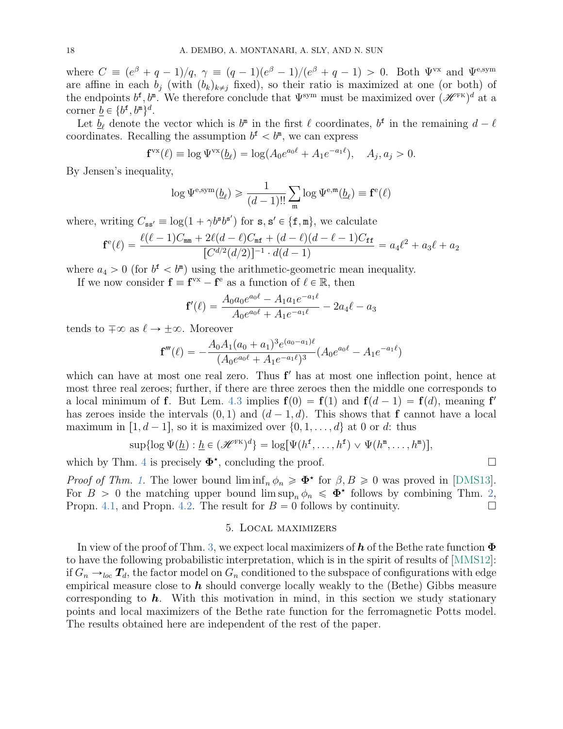where $C \equiv (e^\beta + q - 1)/q$, $\gamma \equiv (q-1)(e^\beta - 1)/(e^\beta + q - 1) > 0$. Both $\Psi^{\text{vx}}$ and $\Psi^{\text{e,sym}}$ are affine in each $b_j$ (with $(b_k)_{k \neq j}$ fixed), so their ratio is maximized at one (or both) of the endpoints $b^{\mathtt{f}}, b^{\mathtt{m}}$. We therefore conclude that $\Psi^{\text{sym}}$ must be maximized over $(\mathscr{H}^{\text{FK}})^d$ at a corner $\underline{b} \in \{b^{\mathtt{f}}, b^{\mathtt{m}}\}^d$.

Let $\underline{b}_\ell$ denote the vector which is $b^{\mathtt{m}}$ in the first $\ell$ coordinates, $b^{\mathtt{f}}$ in the remaining $d - \ell$ coordinates. Recalling the assumption $b^{\mathtt{f}} < b^{\mathtt{m}}$, we can express

$$\mathbf{f}^{\text{vx}}(\ell) \equiv \log \Psi^{\text{vx}}(\underline{b}_\ell) = \log(A_0 e^{a_0 \ell} + A_1 e^{-a_1 \ell}), \quad A_j, a_j > 0.$$

By Jensen's inequality,

$$\log \Psi^{\text{e,sym}}(\underline{b}_\ell) \geqslant \frac{1}{(d-1)!!} \sum_{\mathtt{m}} \log \Psi^{\text{e,m}}(\underline{b}_\ell) \equiv \mathbf{f}^{\text{e}}(\ell)$$

where, writing $C_{\mathtt{s}\mathtt{s}'} \equiv \log(1 + \gamma b^{\mathtt{s}} b^{\mathtt{s}'})$ for $\mathtt{s}, \mathtt{s}' \in \{\mathtt{f}, \mathtt{m}\}$, we calculate

$$\mathbf{f}^{\text{e}}(\ell) = \frac{\ell(\ell-1)C_{\mathtt{mm}} + 2\ell(d-\ell)C_{\mathtt{mf}} + (d-\ell)(d-\ell-1)C_{\mathtt{ff}}}{[C^{d/2}(d/2)]^{-1} \cdot d(d-1)} = a_4 \ell^2 + a_3 \ell + a_2$$

where $a_4 > 0$ (for $b^{\mathtt{f}} < b^{\mathtt{m}}$) using the arithmetic-geometric mean inequality.

If we now consider $\mathbf{f} \equiv \mathbf{f}^{\text{vx}} - \mathbf{f}^{\text{e}}$ as a function of $\ell \in \mathbb{R}$, then

$$\mathbf{f}'(\ell) = \frac{A_0 a_0 e^{a_0 \ell} - A_1 a_1 e^{-a_1 \ell}}{A_0 e^{a_0 \ell} + A_1 e^{-a_1 \ell}} - 2a_4 \ell - a_3$$

tends to $\mp\infty$ as $\ell \to \pm\infty$. Moreover

$$\mathbf{f}'''(\ell) = -\frac{A_0 A_1 (a_0 + a_1)^3 e^{(a_0 - a_1)\ell}}{(A_0 e^{a_0 \ell} + A_1 e^{-a_1 \ell})^3} (A_0 e^{a_0 \ell} - A_1 e^{-a_1 \ell})$$

which can have at most one real zero. Thus $\mathbf{f}'$ has at most one inflection point, hence at most three real zeroes; further, if there are three zeroes then the middle one corresponds to a local minimum of $\mathbf{f}$. But Lem. 4.3 implies $\mathbf{f}(0) = \mathbf{f}(1)$ and $\mathbf{f}(d-1) = \mathbf{f}(d)$, meaning $\mathbf{f}'$ has zeroes inside the intervals $(0,1)$ and $(d-1, d)$. This shows that $\mathbf{f}$ cannot have a local maximum in $[1, d-1]$, so it is maximized over $\{0, 1, \ldots, d\}$ at 0 or $d$: thus

$$\sup\{\log \Psi(\underline{h}) : \underline{h} \in (\mathscr{H}^{\text{FK}})^d\} = \log[\Psi(h^{\mathtt{f}}, \ldots, h^{\mathtt{f}}) \vee \Psi(h^{\mathtt{m}}, \ldots, h^{\mathtt{m}})],$$

which by Thm. 4 is precisely $\mathbf{\Phi}^\star$, concluding the proof. $\square$

*Proof of Thm. 1.* The lower bound $\liminf_n \phi_n \geqslant \mathbf{\Phi}^\star$ for $\beta, B \geqslant 0$ was proved in [DMS13]. For $B > 0$ the matching upper bound $\limsup_n \phi_n \leqslant \mathbf{\Phi}^\star$ follows by combining Thm. 2, Propn. 4.1, and Propn. 4.2. The result for $B = 0$ follows by continuity. $\square$

## 5. Local maximizers

In view of the proof of Thm. 3, we expect local maximizers of $\boldsymbol{h}$ of the Bethe rate function $\mathbf{\Phi}$ to have the following probabilistic interpretation, which is in the spirit of results of [MMS12]: if $G_n \to_{loc} \boldsymbol{T}_d$, the factor model on $G_n$ conditioned to the subspace of configurations with edge empirical measure close to $\boldsymbol{h}$ should converge locally weakly to the (Bethe) Gibbs measure corresponding to $\boldsymbol{h}$. With this motivation in mind, in this section we study stationary points and local maximizers of the Bethe rate function for the ferromagnetic Potts model. The results obtained here are independent of the rest of the paper.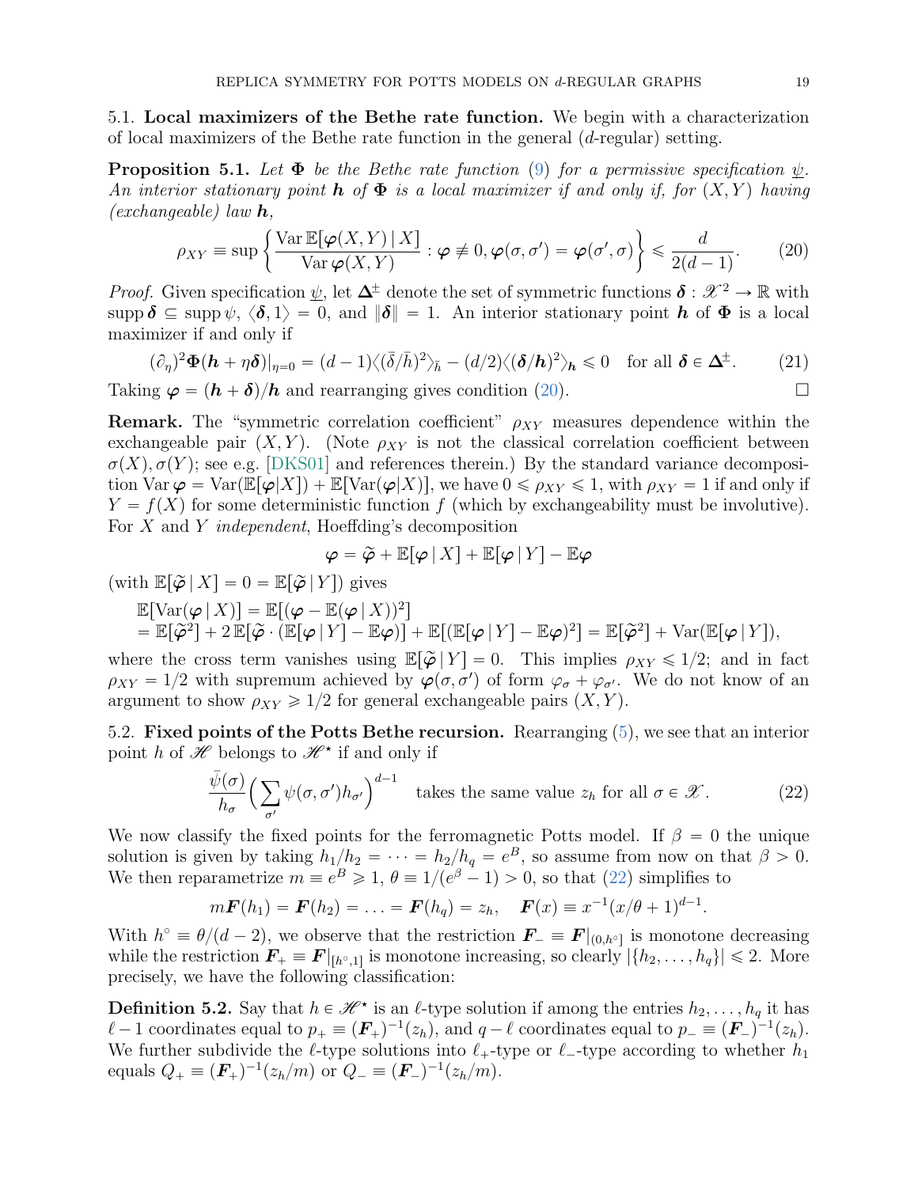### 5.1. Local maximizers of the Bethe rate function.

We begin with a characterization of local maximizers of the Bethe rate function in the general ($d$-regular) setting.

**Proposition 5.1.** *Let $\mathbf{\Phi}$ be the Bethe rate function (9) for a permissive specification $\underline{\psi}$. An interior stationary point $\boldsymbol{h}$ of $\mathbf{\Phi}$ is a local maximizer if and only if, for $(X,Y)$ having (exchangeable) law $\boldsymbol{h}$,*

$$\rho_{XY} \equiv \sup\left\{ \frac{\operatorname{Var}\mathbb{E}[\boldsymbol{\varphi}(X,Y)\,|\,X]}{\operatorname{Var}\boldsymbol{\varphi}(X,Y)} : \boldsymbol{\varphi} \not\equiv 0, \boldsymbol{\varphi}(\sigma,\sigma') = \boldsymbol{\varphi}(\sigma',\sigma) \right\} \leqslant \frac{d}{2(d-1)}. \tag{20}$$

*Proof.* Given specification $\underline{\psi}$, let $\mathbf{\Delta}^{\pm}$ denote the set of symmetric functions $\boldsymbol{\delta} : \mathscr{X}^2 \to \mathbb{R}$ with $\operatorname{supp}\boldsymbol{\delta} \subseteq \operatorname{supp}\psi$, $\langle \boldsymbol{\delta}, 1\rangle = 0$, and $\|\boldsymbol{\delta}\| = 1$. An interior stationary point $\boldsymbol{h}$ of $\mathbf{\Phi}$ is a local maximizer if and only if

$$(\partial_\eta)^2 \mathbf{\Phi}(\boldsymbol{h} + \eta\boldsymbol{\delta})|_{\eta=0} = (d-1)\langle(\bar{\delta}/\bar{h})^2\rangle_{\bar{h}} - (d/2)\langle(\boldsymbol{\delta}/\boldsymbol{h})^2\rangle_{\boldsymbol{h}} \leqslant 0 \quad \text{for all } \boldsymbol{\delta} \in \mathbf{\Delta}^{\pm}. \tag{21}$$

Taking $\boldsymbol{\varphi} = (\boldsymbol{h} + \boldsymbol{\delta})/\boldsymbol{h}$ and rearranging gives condition (20). ☐

**Remark.** The "symmetric correlation coefficient" $\rho_{XY}$ measures dependence within the exchangeable pair $(X,Y)$. (Note $\rho_{XY}$ is not the classical correlation coefficient between $\sigma(X), \sigma(Y)$; see e.g. [DKS01] and references therein.) By the standard variance decomposition $\operatorname{Var}\boldsymbol{\varphi} = \operatorname{Var}(\mathbb{E}[\boldsymbol{\varphi}|X]) + \mathbb{E}[\operatorname{Var}(\boldsymbol{\varphi}|X)]$, we have $0 \leqslant \rho_{XY} \leqslant 1$, with $\rho_{XY} = 1$ if and only if $Y = f(X)$ for some deterministic function $f$ (which by exchangeability must be involutive). For $X$ and $Y$ *independent*, Hoeffding's decomposition

$$\boldsymbol{\varphi} = \widetilde{\boldsymbol{\varphi}} + \mathbb{E}[\boldsymbol{\varphi}\,|\,X] + \mathbb{E}[\boldsymbol{\varphi}\,|\,Y] - \mathbb{E}\boldsymbol{\varphi}$$

(with $\mathbb{E}[\widetilde{\boldsymbol{\varphi}}\,|\,X] = 0 = \mathbb{E}[\widetilde{\boldsymbol{\varphi}}\,|\,Y]$) gives

$$\begin{aligned}
&\mathbb{E}[\operatorname{Var}(\boldsymbol{\varphi}\,|\,X)] = \mathbb{E}[(\boldsymbol{\varphi} - \mathbb{E}(\boldsymbol{\varphi}\,|\,X))^2] \\
&= \mathbb{E}[\widetilde{\boldsymbol{\varphi}}^2] + 2\,\mathbb{E}[\widetilde{\boldsymbol{\varphi}} \cdot (\mathbb{E}[\boldsymbol{\varphi}\,|\,Y] - \mathbb{E}\boldsymbol{\varphi})] + \mathbb{E}[(\mathbb{E}[\boldsymbol{\varphi}\,|\,Y] - \mathbb{E}\boldsymbol{\varphi})^2] = \mathbb{E}[\widetilde{\boldsymbol{\varphi}}^2] + \operatorname{Var}(\mathbb{E}[\boldsymbol{\varphi}\,|\,Y]),
\end{aligned}$$

where the cross term vanishes using $\mathbb{E}[\widetilde{\boldsymbol{\varphi}}\,|\,Y] = 0$. This implies $\rho_{XY} \leqslant 1/2$; and in fact $\rho_{XY} = 1/2$ with supremum achieved by $\boldsymbol{\varphi}(\sigma,\sigma')$ of form $\varphi_\sigma + \varphi_{\sigma'}$. We do not know of an argument to show $\rho_{XY} \geqslant 1/2$ for general exchangeable pairs $(X,Y)$.

### 5.2. Fixed points of the Potts Bethe recursion.

Rearranging (5), we see that an interior point $h$ of $\mathscr{H}$ belongs to $\mathscr{H}^\star$ if and only if

$$\frac{\bar{\psi}(\sigma)}{h_\sigma}\Big(\sum_{\sigma'} \psi(\sigma,\sigma') h_{\sigma'}\Big)^{d-1} \quad \text{takes the same value } z_h \text{ for all } \sigma \in \mathscr{X}. \tag{22}$$

We now classify the fixed points for the ferromagnetic Potts model. If $\beta = 0$ the unique solution is given by taking $h_1/h_2 = \cdots = h_2/h_q = e^B$, so assume from now on that $\beta > 0$. We then reparametrize $m \equiv e^B \geqslant 1$, $\theta \equiv 1/(e^\beta - 1) > 0$, so that (22) simplifies to

$$m\boldsymbol{F}(h_1) = \boldsymbol{F}(h_2) = \ldots = \boldsymbol{F}(h_q) = z_h, \quad \boldsymbol{F}(x) \equiv x^{-1}(x/\theta + 1)^{d-1}.$$

With $h^\circ \equiv \theta/(d-2)$, we observe that the restriction $\boldsymbol{F}_- \equiv \boldsymbol{F}|_{(0,h^\circ]}$ is monotone decreasing while the restriction $\boldsymbol{F}_+ \equiv \boldsymbol{F}|_{[h^\circ,1]}$ is monotone increasing, so clearly $|\{h_2,\ldots,h_q\}| \leqslant 2$. More precisely, we have the following classification:

**Definition 5.2.** Say that $h \in \mathscr{H}^\star$ is an $\ell$-type solution if among the entries $h_2,\ldots,h_q$ it has $\ell - 1$ coordinates equal to $p_+ \equiv (\boldsymbol{F}_+)^{-1}(z_h)$, and $q - \ell$ coordinates equal to $p_- \equiv (\boldsymbol{F}_-)^{-1}(z_h)$. We further subdivide the $\ell$-type solutions into $\ell_+$-type or $\ell_-$-type according to whether $h_1$ equals $Q_+ \equiv (\boldsymbol{F}_+)^{-1}(z_h/m)$ or $Q_- \equiv (\boldsymbol{F}_-)^{-1}(z_h/m)$.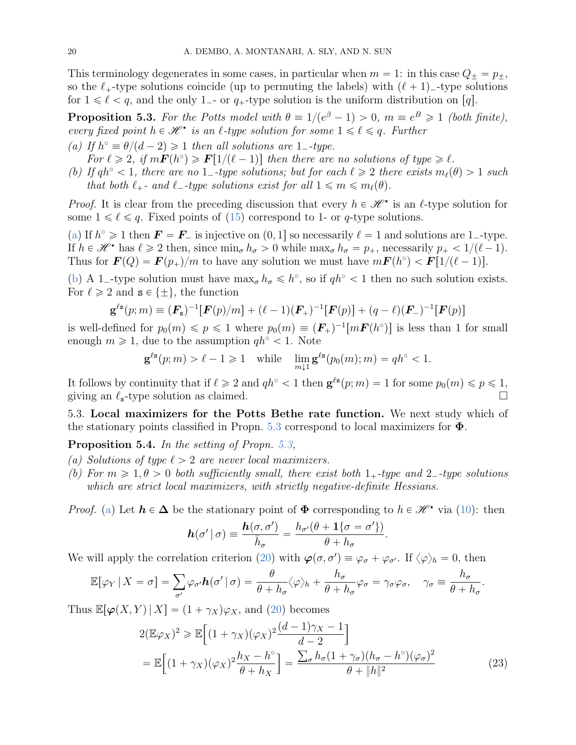This terminology degenerates in some cases, in particular when $m = 1$: in this case $Q_\pm = p_\pm$, so the $\ell_+$-type solutions coincide (up to permuting the labels) with $(\ell+1)_-$-type solutions for $1 \leqslant \ell < q$, and the only $1_-$- or $q_+$-type solution is the uniform distribution on $[q]$.

**Proposition 5.3.** *For the Potts model with $\theta \equiv 1/(e^\beta - 1) > 0$, $m \equiv e^B \geqslant 1$ (both finite), every fixed point $h \in \mathscr{H}^\star$ is an $\ell$-type solution for some $1 \leqslant \ell \leqslant q$. Further*

*(a) If $h^\circ \equiv \theta/(d-2) \geqslant 1$ then all solutions are $1_-$-type.*
*For $\ell \geqslant 2$, if $m\boldsymbol{F}(h^\circ) \geqslant \boldsymbol{F}[1/(\ell-1)]$ then there are no solutions of type $\geqslant \ell$.*

*(b) If $qh^\circ < 1$, there are no $1_-$-type solutions; but for each $\ell \geqslant 2$ there exists $m_\ell(\theta) > 1$ such that both $\ell_+$- and $\ell_-$-type solutions exist for all $1 \leqslant m \leqslant m_\ell(\theta)$.*

*Proof.* It is clear from the preceding discussion that every $h \in \mathscr{H}^\star$ is an $\ell$-type solution for some $1 \leqslant \ell \leqslant q$. Fixed points of (15) correspond to 1- or $q$-type solutions.

(a) If $h^\circ \geqslant 1$ then $\boldsymbol{F} = \boldsymbol{F}_-$ is injective on $(0,1]$ so necessarily $\ell = 1$ and solutions are $1_-$-type. If $h \in \mathscr{H}^\star$ has $\ell \geqslant 2$ then, since $\min_\sigma h_\sigma > 0$ while $\max_\sigma h_\sigma = p_+$, necessarily $p_+ < 1/(\ell-1)$. Thus for $\boldsymbol{F}(Q) = \boldsymbol{F}(p_+)/m$ to have any solution we must have $m\boldsymbol{F}(h^\circ) < \boldsymbol{F}[1/(\ell-1)]$.

(b) A $1_-$-type solution must have $\max_\sigma h_\sigma \leqslant h^\circ$, so if $qh^\circ < 1$ then no such solution exists. For $\ell \geqslant 2$ and $\mathtt{s} \in \{\pm\}$, the function

$$\mathbf{g}^{\ell\mathtt{s}}(p;m) \equiv (\boldsymbol{F}_\mathtt{s})^{-1}[\boldsymbol{F}(p)/m] + (\ell-1)(\boldsymbol{F}_+)^{-1}[\boldsymbol{F}(p)] + (q-\ell)(\boldsymbol{F}_-)^{-1}[\boldsymbol{F}(p)]$$

is well-defined for $p_0(m) \leqslant p \leqslant 1$ where $p_0(m) \equiv (\boldsymbol{F}_+)^{-1}[m\boldsymbol{F}(h^\circ)]$ is less than 1 for small enough $m \geqslant 1$, due to the assumption $qh^\circ < 1$. Note

$$\mathbf{g}^{\ell\mathtt{s}}(p;m) > \ell - 1 \geqslant 1 \quad \text{while} \quad \lim_{m \downarrow 1} \mathbf{g}^{\ell\mathtt{s}}(p_0(m);m) = qh^\circ < 1.$$

It follows by continuity that if $\ell \geqslant 2$ and $qh^\circ < 1$ then $\mathbf{g}^{\ell\mathtt{s}}(p;m) = 1$ for some $p_0(m) \leqslant p \leqslant 1$, giving an $\ell_\mathtt{s}$-type solution as claimed. $\square$

## 5.3. Local maximizers for the Potts Bethe rate function.

We next study which of the stationary points classified in Propn. 5.3 correspond to local maximizers for $\boldsymbol{\Phi}$.

**Proposition 5.4.** *In the setting of Propn. 5.3,*

*(a) Solutions of type $\ell > 2$ are never local maximizers.*

*(b) For $m \geqslant 1, \theta > 0$ both sufficiently small, there exist both $1_+$-type and $2_-$-type solutions which are strict local maximizers, with strictly negative-definite Hessians.*

*Proof.* (a) Let $\boldsymbol{h} \in \boldsymbol{\Delta}$ be the stationary point of $\boldsymbol{\Phi}$ corresponding to $h \in \mathscr{H}^\star$ via (10): then

$$\boldsymbol{h}(\sigma' \,|\, \sigma) \equiv \frac{\boldsymbol{h}(\sigma,\sigma')}{\bar{h}_\sigma} = \frac{h_{\sigma'}(\theta + \mathbf{1}\{\sigma = \sigma'\})}{\theta + h_\sigma}.$$

We will apply the correlation criterion (20) with $\boldsymbol{\varphi}(\sigma,\sigma') \equiv \varphi_\sigma + \varphi_{\sigma'}$. If $\langle \varphi \rangle_h = 0$, then

$$\mathbb{E}[\varphi_Y \,|\, X = \sigma] = \sum_{\sigma'} \varphi_{\sigma'} \boldsymbol{h}(\sigma' \,|\, \sigma) = \frac{\theta}{\theta + h_\sigma}\langle \varphi \rangle_h + \frac{h_\sigma}{\theta + h_\sigma}\varphi_\sigma = \gamma_\sigma \varphi_\sigma, \quad \gamma_\sigma \equiv \frac{h_\sigma}{\theta + h_\sigma}.$$

Thus $\mathbb{E}[\boldsymbol{\varphi}(X,Y) \,|\, X] = (1 + \gamma_X)\varphi_X$, and (20) becomes

$$\begin{aligned} 2(\mathbb{E}\varphi_X)^2 &\geqslant \mathbb{E}\Big[(1+\gamma_X)(\varphi_X)^2 \frac{(d-1)\gamma_X - 1}{d-2}\Big] \\ &= \mathbb{E}\Big[(1+\gamma_X)(\varphi_X)^2 \frac{h_X - h^\circ}{\theta + h_X}\Big] = \frac{\sum_\sigma h_\sigma (1+\gamma_\sigma)(h_\sigma - h^\circ)(\varphi_\sigma)^2}{\theta + \|h\|^2} \end{aligned} \tag{23}$$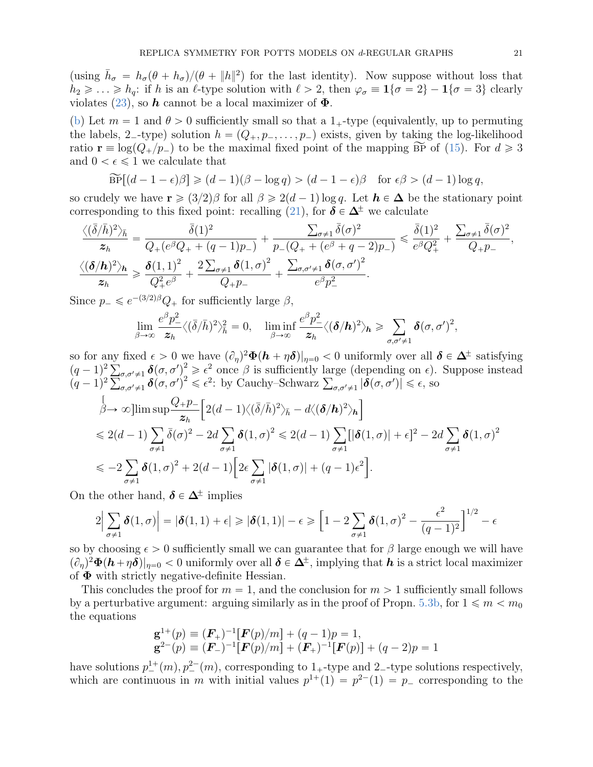(using $\bar{h}_\sigma = h_\sigma(\theta + h_\sigma)/(\theta + \|h\|^2)$ for the last identity). Now suppose without loss that $h_2 \geqslant \ldots \geqslant h_q$: if $h$ is an $\ell$-type solution with $\ell > 2$, then $\varphi_\sigma \equiv \mathbf{1}\{\sigma = 2\} - \mathbf{1}\{\sigma = 3\}$ clearly violates (23), so $\boldsymbol{h}$ cannot be a local maximizer of $\boldsymbol{\Phi}$.

(b) Let $m = 1$ and $\theta > 0$ sufficiently small so that a $1_+$-type (equivalently, up to permuting the labels, $2_-$-type) solution $h = (Q_+, p_-, \ldots, p_-)$ exists, given by taking the log-likelihood ratio $\mathbf{r} \equiv \log(Q_+/p_-)$ to be the maximal fixed point of the mapping $\widetilde{\mathrm{BP}}$ of (15). For $d \geqslant 3$ and $0 < \epsilon \leqslant 1$ we calculate that

$$\widetilde{\mathrm{BP}}[(d-1-\epsilon)\beta] \geqslant (d-1)(\beta - \log q) > (d-1-\epsilon)\beta \quad \text{for } \epsilon\beta > (d-1)\log q,$$

so crudely we have $\mathbf{r} \geqslant (3/2)\beta$ for all $\beta \geqslant 2(d-1)\log q$. Let $\boldsymbol{h} \in \boldsymbol{\Delta}$ be the stationary point corresponding to this fixed point: recalling (21), for $\boldsymbol{\delta} \in \boldsymbol{\Delta}^\pm$ we calculate

$$\frac{\langle(\bar{\delta}/\bar{h})^2\rangle_{\bar{h}}}{\boldsymbol{z}_h} = \frac{\bar{\delta}(1)^2}{Q_+(e^\beta Q_+ + (q-1)p_-)} + \frac{\sum_{\sigma\neq 1}\bar{\delta}(\sigma)^2}{p_-(Q_+ + (e^\beta + q - 2)p_-)} \leqslant \frac{\bar{\delta}(1)^2}{e^\beta Q_+^2} + \frac{\sum_{\sigma\neq 1}\bar{\delta}(\sigma)^2}{Q_+ p_-},$$

$$\frac{\langle(\boldsymbol{\delta}/\boldsymbol{h})^2\rangle_{\boldsymbol{h}}}{\boldsymbol{z}_h} \geqslant \frac{\boldsymbol{\delta}(1,1)^2}{Q_+^2 e^\beta} + \frac{2\sum_{\sigma\neq 1}\boldsymbol{\delta}(1,\sigma)^2}{Q_+ p_-} + \frac{\sum_{\sigma,\sigma'\neq 1}\boldsymbol{\delta}(\sigma,\sigma')^2}{e^\beta p_-^2}.$$

Since $p_- \leqslant e^{-(3/2)\beta} Q_+$ for sufficiently large $\beta$,

$$\lim_{\beta\to\infty} \frac{e^\beta p_-^2}{\boldsymbol{z}_h}\langle(\bar{\delta}/\bar{h})^2\rangle_{\bar{h}}^2 = 0, \quad \liminf_{\beta\to\infty} \frac{e^\beta p_-^2}{\boldsymbol{z}_h}\langle(\boldsymbol{\delta}/\boldsymbol{h})^2\rangle_{\boldsymbol{h}} \geqslant \sum_{\sigma,\sigma'\neq 1}\boldsymbol{\delta}(\sigma,\sigma')^2,$$

so for any fixed $\epsilon > 0$ we have $(\partial_\eta)^2\boldsymbol{\Phi}(\boldsymbol{h} + \eta\boldsymbol{\delta})|_{\eta=0} < 0$ uniformly over all $\boldsymbol{\delta} \in \boldsymbol{\Delta}^\pm$ satisfying $(q-1)^2\sum_{\sigma,\sigma'\neq 1}\boldsymbol{\delta}(\sigma,\sigma')^2 \geqslant \epsilon^2$ once $\beta$ is sufficiently large (depending on $\epsilon$). Suppose instead $(q-1)^2\sum_{\sigma,\sigma'\neq 1}\boldsymbol{\delta}(\sigma,\sigma')^2 \leqslant \epsilon^2$: by Cauchy–Schwarz $\sum_{\sigma,\sigma'\neq 1}|\boldsymbol{\delta}(\sigma,\sigma')| \leqslant \epsilon$, so

$$\begin{aligned}
&\limsup_{\beta\to\infty}\frac{Q_+ p_-}{\boldsymbol{z}_h}\Big[2(d-1)\langle(\bar{\delta}/\bar{h})^2\rangle_{\bar{h}} - d\langle(\boldsymbol{\delta}/\boldsymbol{h})^2\rangle_{\boldsymbol{h}}\Big] \\
&\leqslant 2(d-1)\sum_{\sigma\neq 1}\bar{\delta}(\sigma)^2 - 2d\sum_{\sigma\neq 1}\boldsymbol{\delta}(1,\sigma)^2 \leqslant 2(d-1)\sum_{\sigma\neq 1}[|\boldsymbol{\delta}(1,\sigma)| + \epsilon]^2 - 2d\sum_{\sigma\neq 1}\boldsymbol{\delta}(1,\sigma)^2 \\
&\leqslant -2\sum_{\sigma\neq 1}\boldsymbol{\delta}(1,\sigma)^2 + 2(d-1)\Big[2\epsilon\sum_{\sigma\neq 1}|\boldsymbol{\delta}(1,\sigma)| + (q-1)\epsilon^2\Big].
\end{aligned}$$

On the other hand, $\boldsymbol{\delta} \in \boldsymbol{\Delta}^\pm$ implies

$$2\Big|\sum_{\sigma\neq 1}\boldsymbol{\delta}(1,\sigma)\Big| = |\boldsymbol{\delta}(1,1) + \epsilon| \geqslant |\boldsymbol{\delta}(1,1)| - \epsilon \geqslant \Big[1 - 2\sum_{\sigma\neq 1}\boldsymbol{\delta}(1,\sigma)^2 - \frac{\epsilon^2}{(q-1)^2}\Big]^{1/2} - \epsilon$$

so by choosing $\epsilon > 0$ sufficiently small we can guarantee that for $\beta$ large enough we will have $(\partial_\eta)^2\boldsymbol{\Phi}(\boldsymbol{h}+\eta\boldsymbol{\delta})|_{\eta=0} < 0$ uniformly over all $\boldsymbol{\delta} \in \boldsymbol{\Delta}^\pm$, implying that $\boldsymbol{h}$ is a strict local maximizer of $\boldsymbol{\Phi}$ with strictly negative-definite Hessian.

This concludes the proof for $m = 1$, and the conclusion for $m > 1$ sufficiently small follows by a perturbative argument: arguing similarly as in the proof of Propn. 5.3b, for $1 \leqslant m < m_0$ the equations

$$\begin{aligned}
\mathbf{g}^{1+}(p) &\equiv (\boldsymbol{F}_+)^{-1}[\boldsymbol{F}(p)/m] + (q-1)p = 1, \\
\mathbf{g}^{2-}(p) &\equiv (\boldsymbol{F}_-)^{-1}[\boldsymbol{F}(p)/m] + (\boldsymbol{F}_+)^{-1}[\boldsymbol{F}(p)] + (q-2)p = 1
\end{aligned}$$

have solutions $p_-^{1+}(m), p_-^{2-}(m)$, corresponding to $1_+$-type and $2_-$-type solutions respectively, which are continuous in $m$ with initial values $p^{1+}(1) = p^{2-}(1) = p_-$ corresponding to the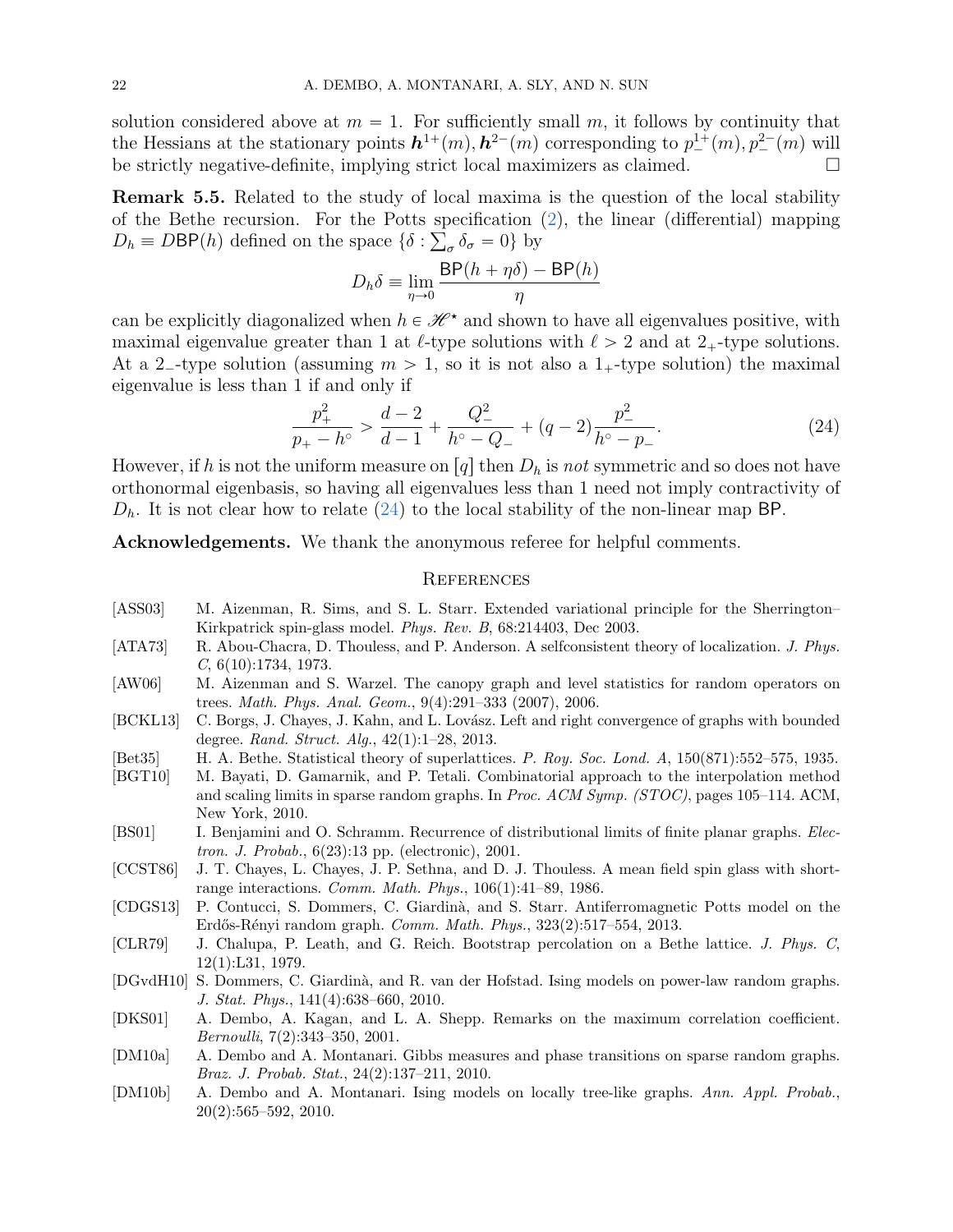solution considered above at $m = 1$. For sufficiently small $m$, it follows by continuity that the Hessians at the stationary points $\boldsymbol{h}^{1+}(m), \boldsymbol{h}^{2-}(m)$ corresponding to $p_-^{1+}(m), p_-^{2-}(m)$ will be strictly negative-definite, implying strict local maximizers as claimed. □

**Remark 5.5.** Related to the study of local maxima is the question of the local stability of the Bethe recursion. For the Potts specification (2), the linear (differential) mapping $D_h \equiv D\mathsf{BP}(h)$ defined on the space $\{\delta : \sum_\sigma \delta_\sigma = 0\}$ by

$$D_h\delta \equiv \lim_{\eta \to 0} \frac{\mathsf{BP}(h + \eta\delta) - \mathsf{BP}(h)}{\eta}$$

can be explicitly diagonalized when $h \in \mathscr{H}^\star$ and shown to have all eigenvalues positive, with maximal eigenvalue greater than 1 at $\ell$-type solutions with $\ell > 2$ and at $2_+$-type solutions. At a $2_-$-type solution (assuming $m > 1$, so it is not also a $1_+$-type solution) the maximal eigenvalue is less than 1 if and only if

$$\frac{p_+^2}{p_+ - h^\circ} > \frac{d-2}{d-1} + \frac{Q_-^2}{h^\circ - Q_-} + (q-2)\frac{p_-^2}{h^\circ - p_-}. \tag{24}$$

However, if $h$ is not the uniform measure on $[q]$ then $D_h$ is *not* symmetric and so does not have orthonormal eigenbasis, so having all eigenvalues less than 1 need not imply contractivity of $D_h$. It is not clear how to relate (24) to the local stability of the non-linear map $\mathsf{BP}$.

**Acknowledgements.** We thank the anonymous referee for helpful comments.

## References

- [ASS03] M. Aizenman, R. Sims, and S. L. Starr. Extended variational principle for the Sherrington–Kirkpatrick spin-glass model. *Phys. Rev. B*, 68:214403, Dec 2003.
- [ATA73] R. Abou-Chacra, D. Thouless, and P. Anderson. A selfconsistent theory of localization. *J. Phys. C*, 6(10):1734, 1973.
- [AW06] M. Aizenman and S. Warzel. The canopy graph and level statistics for random operators on trees. *Math. Phys. Anal. Geom.*, 9(4):291–333 (2007), 2006.
- [BCKL13] C. Borgs, J. Chayes, J. Kahn, and L. Lovász. Left and right convergence of graphs with bounded degree. *Rand. Struct. Alg.*, 42(1):1–28, 2013.
- [Bet35] H. A. Bethe. Statistical theory of superlattices. *P. Roy. Soc. Lond. A*, 150(871):552–575, 1935.
- [BGT10] M. Bayati, D. Gamarnik, and P. Tetali. Combinatorial approach to the interpolation method and scaling limits in sparse random graphs. In *Proc. ACM Symp. (STOC)*, pages 105–114. ACM, New York, 2010.
- [BS01] I. Benjamini and O. Schramm. Recurrence of distributional limits of finite planar graphs. *Electron. J. Probab.*, 6(23):13 pp. (electronic), 2001.
- [CCST86] J. T. Chayes, L. Chayes, J. P. Sethna, and D. J. Thouless. A mean field spin glass with short-range interactions. *Comm. Math. Phys.*, 106(1):41–89, 1986.
- [CDGS13] P. Contucci, S. Dommers, C. Giardinà, and S. Starr. Antiferromagnetic Potts model on the Erdős-Rényi random graph. *Comm. Math. Phys.*, 323(2):517–554, 2013.
- [CLR79] J. Chalupa, P. Leath, and G. Reich. Bootstrap percolation on a Bethe lattice. *J. Phys. C*, 12(1):L31, 1979.
- [DGvdH10] S. Dommers, C. Giardinà, and R. van der Hofstad. Ising models on power-law random graphs. *J. Stat. Phys.*, 141(4):638–660, 2010.
- [DKS01] A. Dembo, A. Kagan, and L. A. Shepp. Remarks on the maximum correlation coefficient. *Bernoulli*, 7(2):343–350, 2001.
- [DM10a] A. Dembo and A. Montanari. Gibbs measures and phase transitions on sparse random graphs. *Braz. J. Probab. Stat.*, 24(2):137–211, 2010.
- [DM10b] A. Dembo and A. Montanari. Ising models on locally tree-like graphs. *Ann. Appl. Probab.*, 20(2):565–592, 2010.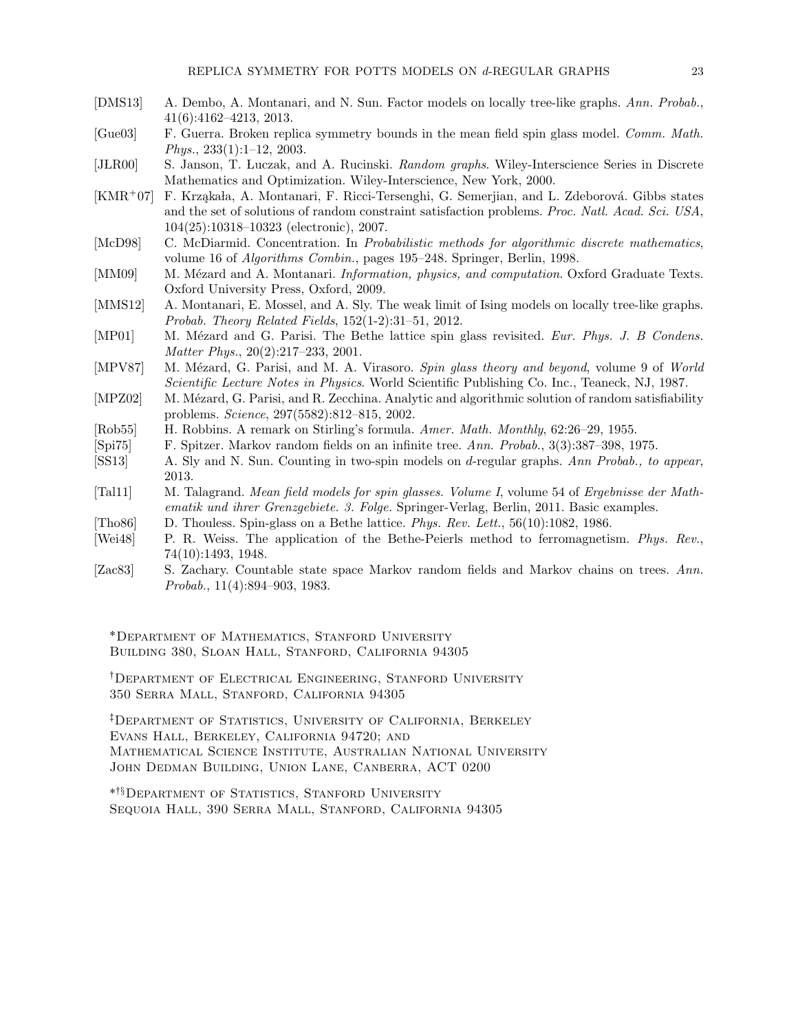[DMS13] A. Dembo, A. Montanari, and N. Sun. Factor models on locally tree-like graphs. *Ann. Probab.*, 41(6):4162–4213, 2013.

[Gue03] F. Guerra. Broken replica symmetry bounds in the mean field spin glass model. *Comm. Math. Phys.*, 233(1):1–12, 2003.

[JŁR00] S. Janson, T. Łuczak, and A. Rucinski. *Random graphs*. Wiley-Interscience Series in Discrete Mathematics and Optimization. Wiley-Interscience, New York, 2000.

[KMR+07] F. Krząkała, A. Montanari, F. Ricci-Tersenghi, G. Semerjian, and L. Zdeborová. Gibbs states and the set of solutions of random constraint satisfaction problems. *Proc. Natl. Acad. Sci. USA*, 104(25):10318–10323 (electronic), 2007.

[McD98] C. McDiarmid. Concentration. In *Probabilistic methods for algorithmic discrete mathematics*, volume 16 of *Algorithms Combin.*, pages 195–248. Springer, Berlin, 1998.

[MM09] M. Mézard and A. Montanari. *Information, physics, and computation*. Oxford Graduate Texts. Oxford University Press, Oxford, 2009.

[MMS12] A. Montanari, E. Mossel, and A. Sly. The weak limit of Ising models on locally tree-like graphs. *Probab. Theory Related Fields*, 152(1-2):31–51, 2012.

[MP01] M. Mézard and G. Parisi. The Bethe lattice spin glass revisited. *Eur. Phys. J. B Condens. Matter Phys.*, 20(2):217–233, 2001.

[MPV87] M. Mézard, G. Parisi, and M. A. Virasoro. *Spin glass theory and beyond*, volume 9 of *World Scientific Lecture Notes in Physics*. World Scientific Publishing Co. Inc., Teaneck, NJ, 1987.

[MPZ02] M. Mézard, G. Parisi, and R. Zecchina. Analytic and algorithmic solution of random satisfiability problems. *Science*, 297(5582):812–815, 2002.

[Rob55] H. Robbins. A remark on Stirling's formula. *Amer. Math. Monthly*, 62:26–29, 1955.

[Spi75] F. Spitzer. Markov random fields on an infinite tree. *Ann. Probab.*, 3(3):387–398, 1975.

[SS13] A. Sly and N. Sun. Counting in two-spin models on $d$-regular graphs. *Ann Probab., to appear*, 2013.

[Tal11] M. Talagrand. *Mean field models for spin glasses. Volume I*, volume 54 of *Ergebnisse der Mathematik und ihrer Grenzgebiete. 3. Folge.* Springer-Verlag, Berlin, 2011. Basic examples.

[Tho86] D. Thouless. Spin-glass on a Bethe lattice. *Phys. Rev. Lett.*, 56(10):1082, 1986.

[Wei48] P. R. Weiss. The application of the Bethe-Peierls method to ferromagnetism. *Phys. Rev.*, 74(10):1493, 1948.

[Zac83] S. Zachary. Countable state space Markov random fields and Markov chains on trees. *Ann. Probab.*, 11(4):894–903, 1983.

*Department of Mathematics, Stanford University
Building 380, Sloan Hall, Stanford, California 94305

†Department of Electrical Engineering, Stanford University
350 Serra Mall, Stanford, California 94305

‡Department of Statistics, University of California, Berkeley
Evans Hall, Berkeley, California 94720; and
Mathematical Science Institute, Australian National University
John Dedman Building, Union Lane, Canberra, ACT 0200

*†§Department of Statistics, Stanford University
Sequoia Hall, 390 Serra Mall, Stanford, California 94305